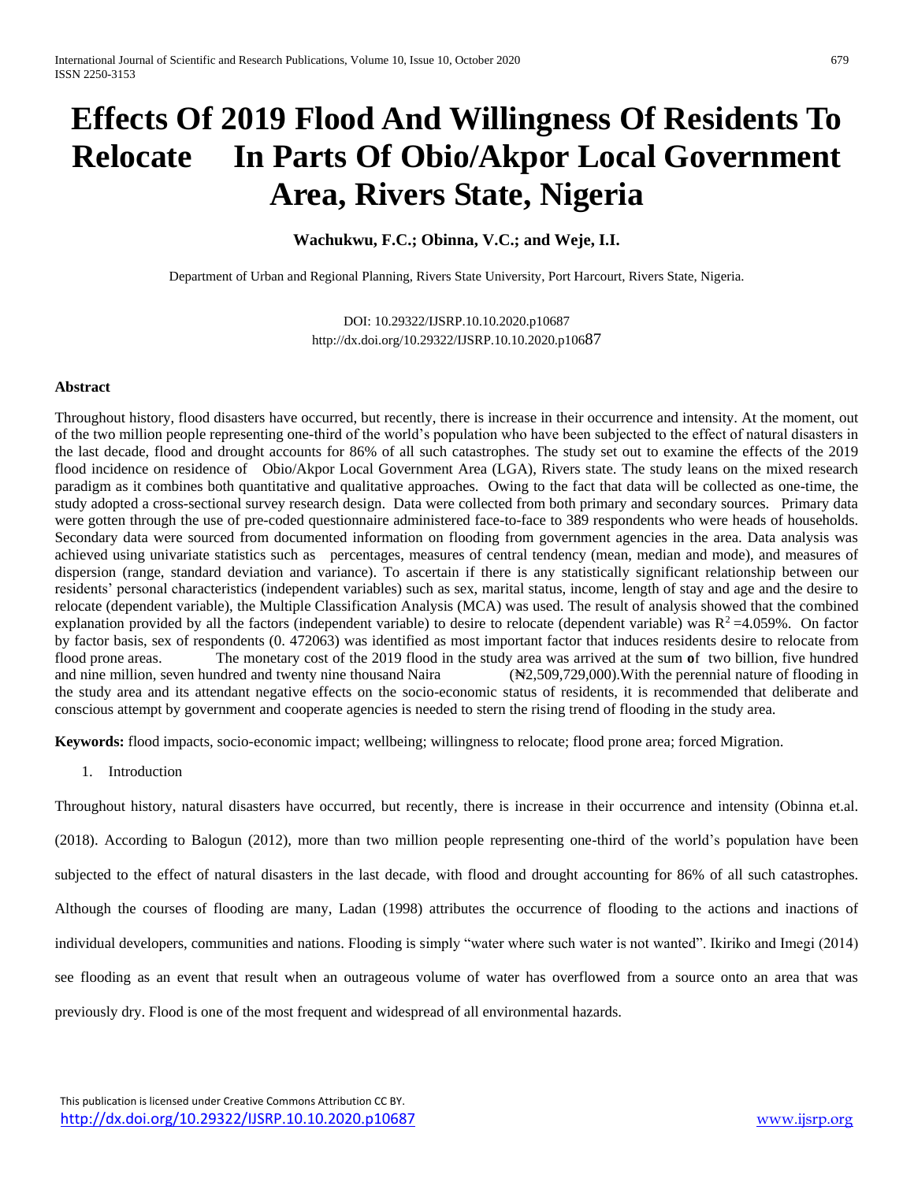# Effects Of 2019 Flood And Willingness Of Residents To Relocate In Parts Of Obio/Akpor Local Government Area, Rivers State, Nigeria

**Wachukwu, F.C.; Obinna, V.C.; and Weje, I.I.**

Department of Urban and Regional Planning, Rivers State University, Port Harcourt, Rivers State, Nigeria.

DOI: 10.29322/IJSRP.10.10.2020.p10687
http://dx.doi.org/10.29322/IJSRP.10.10.2020.p10687

**Abstract**

Throughout history, flood disasters have occurred, but recently, there is increase in their occurrence and intensity. At the moment, out of the two million people representing one-third of the world's population who have been subjected to the effect of natural disasters in the last decade, flood and drought accounts for 86% of all such catastrophes. The study set out to examine the effects of the 2019 flood incidence on residence of Obio/Akpor Local Government Area (LGA), Rivers state. The study leans on the mixed research paradigm as it combines both quantitative and qualitative approaches. Owing to the fact that data will be collected as one-time, the study adopted a cross-sectional survey research design. Data were collected from both primary and secondary sources. Primary data were gotten through the use of pre-coded questionnaire administered face-to-face to 389 respondents who were heads of households. Secondary data were sourced from documented information on flooding from government agencies in the area. Data analysis was achieved using univariate statistics such as percentages, measures of central tendency (mean, median and mode), and measures of dispersion (range, standard deviation and variance). To ascertain if there is any statistically significant relationship between our residents' personal characteristics (independent variables) such as sex, marital status, income, length of stay and age and the desire to relocate (dependent variable), the Multiple Classification Analysis (MCA) was used. The result of analysis showed that the combined explanation provided by all the factors (independent variable) to desire to relocate (dependent variable) was $R^2$ =4.059%. On factor by factor basis, sex of respondents (0. 472063) was identified as most important factor that induces residents desire to relocate from flood prone areas. The monetary cost of the 2019 flood in the study area was arrived at the sum **o**f two billion, five hundred and nine million, seven hundred and twenty nine thousand Naira (₦2,509,729,000).With the perennial nature of flooding in the study area and its attendant negative effects on the socio-economic status of residents, it is recommended that deliberate and conscious attempt by government and cooperate agencies is needed to stern the rising trend of flooding in the study area.

**Keywords:** flood impacts, socio-economic impact; wellbeing; willingness to relocate; flood prone area; forced Migration.

1. Introduction

Throughout history, natural disasters have occurred, but recently, there is increase in their occurrence and intensity (Obinna et.al. (2018). According to Balogun (2012), more than two million people representing one-third of the world's population have been subjected to the effect of natural disasters in the last decade, with flood and drought accounting for 86% of all such catastrophes. Although the courses of flooding are many, Ladan (1998) attributes the occurrence of flooding to the actions and inactions of individual developers, communities and nations. Flooding is simply "water where such water is not wanted". Ikiriko and Imegi (2014) see flooding as an event that result when an outrageous volume of water has overflowed from a source onto an area that was previously dry. Flood is one of the most frequent and widespread of all environmental hazards.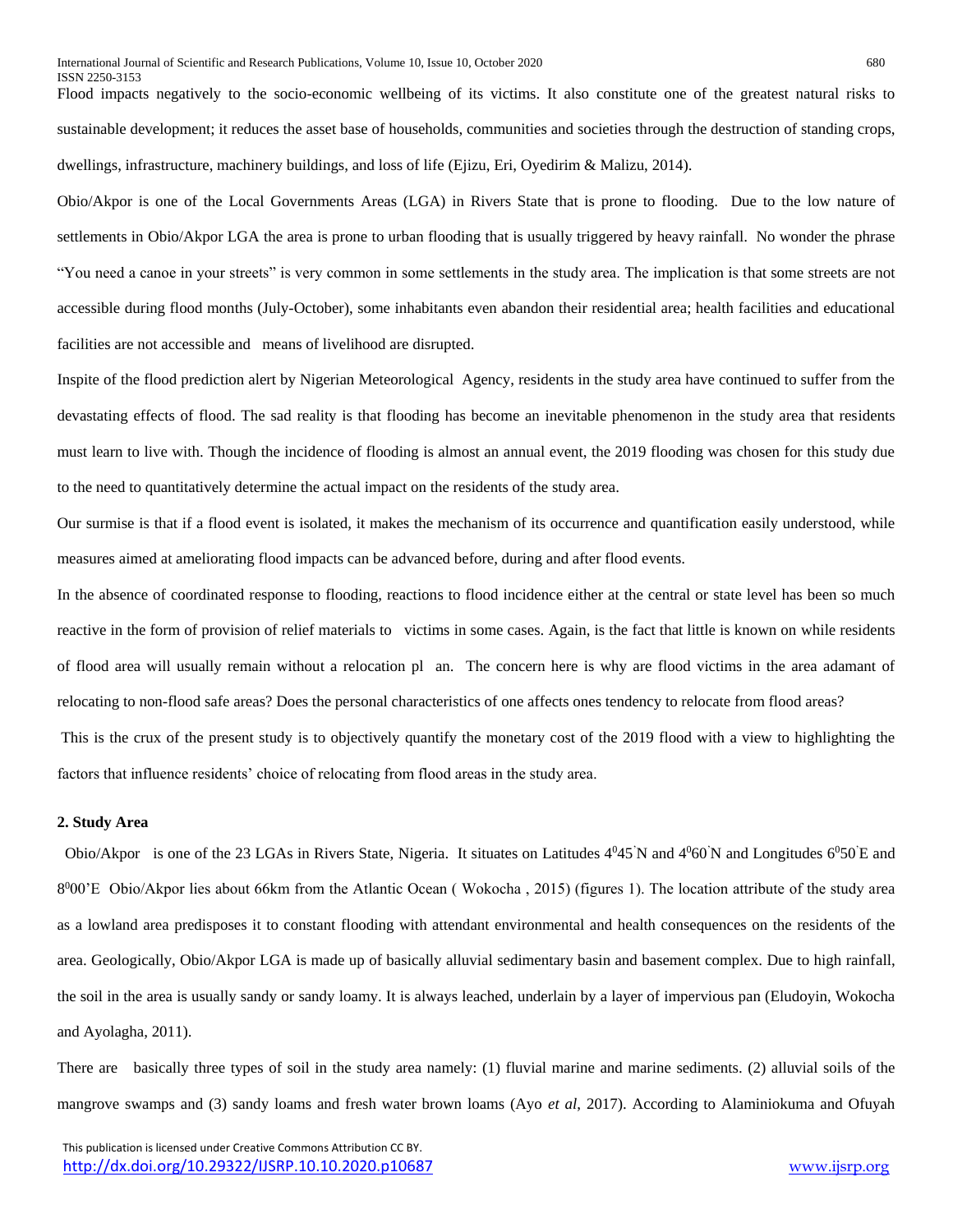Flood impacts negatively to the socio-economic wellbeing of its victims. It also constitute one of the greatest natural risks to sustainable development; it reduces the asset base of households, communities and societies through the destruction of standing crops, dwellings, infrastructure, machinery buildings, and loss of life (Ejizu, Eri, Oyedirim & Malizu, 2014).

Obio/Akpor is one of the Local Governments Areas (LGA) in Rivers State that is prone to flooding. Due to the low nature of settlements in Obio/Akpor LGA the area is prone to urban flooding that is usually triggered by heavy rainfall. No wonder the phrase "You need a canoe in your streets" is very common in some settlements in the study area. The implication is that some streets are not accessible during flood months (July-October), some inhabitants even abandon their residential area; health facilities and educational facilities are not accessible and means of livelihood are disrupted.

Inspite of the flood prediction alert by Nigerian Meteorological Agency, residents in the study area have continued to suffer from the devastating effects of flood. The sad reality is that flooding has become an inevitable phenomenon in the study area that residents must learn to live with. Though the incidence of flooding is almost an annual event, the 2019 flooding was chosen for this study due to the need to quantitatively determine the actual impact on the residents of the study area.

Our surmise is that if a flood event is isolated, it makes the mechanism of its occurrence and quantification easily understood, while measures aimed at ameliorating flood impacts can be advanced before, during and after flood events.

In the absence of coordinated response to flooding, reactions to flood incidence either at the central or state level has been so much reactive in the form of provision of relief materials to victims in some cases. Again, is the fact that little is known on while residents of flood area will usually remain without a relocation pl an. The concern here is why are flood victims in the area adamant of relocating to non-flood safe areas? Does the personal characteristics of one affects ones tendency to relocate from flood areas?

This is the crux of the present study is to objectively quantify the monetary cost of the 2019 flood with a view to highlighting the factors that influence residents' choice of relocating from flood areas in the study area.

## 2. Study Area

Obio/Akpor is one of the 23 LGAs in Rivers State, Nigeria. It situates on Latitudes $4^0 45'$N and $4^0 60'$N and Longitudes $6^0 50'$E and $8^0 00'$E Obio/Akpor lies about 66km from the Atlantic Ocean ( Wokocha , 2015) (figures 1). The location attribute of the study area as a lowland area predisposes it to constant flooding with attendant environmental and health consequences on the residents of the area. Geologically, Obio/Akpor LGA is made up of basically alluvial sedimentary basin and basement complex. Due to high rainfall, the soil in the area is usually sandy or sandy loamy. It is always leached, underlain by a layer of impervious pan (Eludoyin, Wokocha and Ayolagha, 2011).

There are basically three types of soil in the study area namely: (1) fluvial marine and marine sediments. (2) alluvial soils of the mangrove swamps and (3) sandy loams and fresh water brown loams (Ayo *et al*, 2017). According to Alaminiokuma and Ofuyah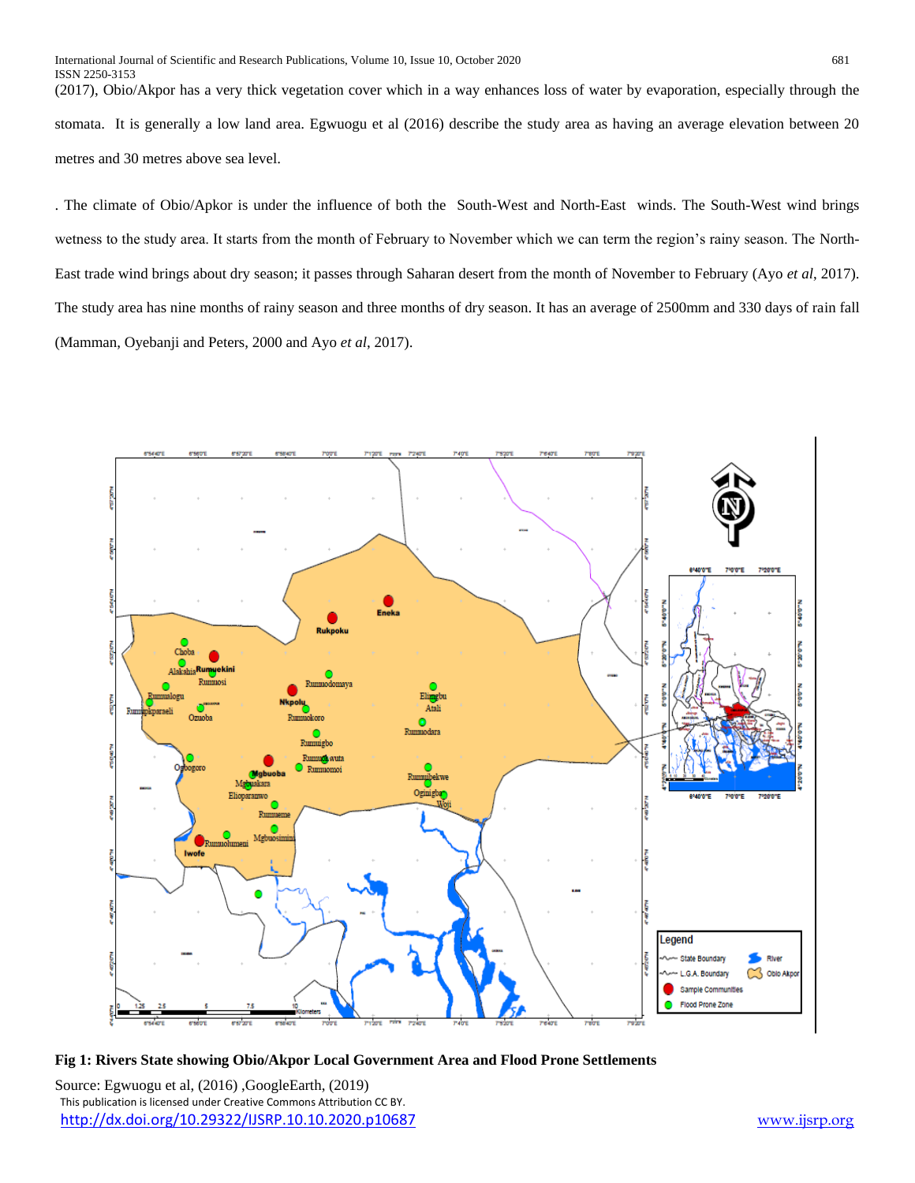(2017), Obio/Akpor has a very thick vegetation cover which in a way enhances loss of water by evaporation, especially through the stomata. It is generally a low land area. Egwuogu et al (2016) describe the study area as having an average elevation between 20 metres and 30 metres above sea level.

. The climate of Obio/Apkor is under the influence of both the South-West and North-East winds. The South-West wind brings wetness to the study area. It starts from the month of February to November which we can term the region's rainy season. The North-East trade wind brings about dry season; it passes through Saharan desert from the month of November to February (Ayo *et al*, 2017). The study area has nine months of rainy season and three months of dry season. It has an average of 2500mm and 330 days of rain fall (Mamman, Oyebanji and Peters, 2000 and Ayo *et al*, 2017).

**Fig 1: Rivers State showing Obio/Akpor Local Government Area and Flood Prone Settlements**

Source: Egwuogu et al, (2016) ,GoogleEarth, (2019)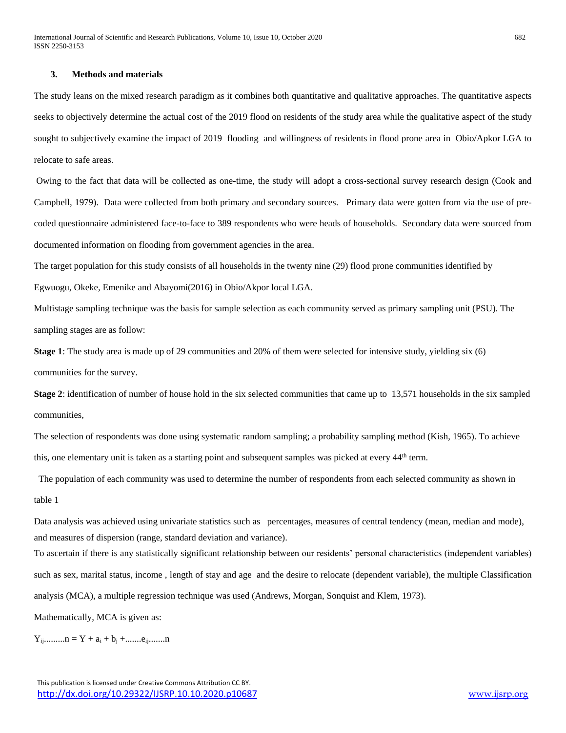## 3. Methods and materials

The study leans on the mixed research paradigm as it combines both quantitative and qualitative approaches. The quantitative aspects seeks to objectively determine the actual cost of the 2019 flood on residents of the study area while the qualitative aspect of the study sought to subjectively examine the impact of 2019 flooding and willingness of residents in flood prone area in Obio/Apkor LGA to relocate to safe areas.

Owing to the fact that data will be collected as one-time, the study will adopt a cross-sectional survey research design (Cook and Campbell, 1979). Data were collected from both primary and secondary sources. Primary data were gotten from via the use of pre-coded questionnaire administered face-to-face to 389 respondents who were heads of households. Secondary data were sourced from documented information on flooding from government agencies in the area.

The target population for this study consists of all households in the twenty nine (29) flood prone communities identified by Egwuogu, Okeke, Emenike and Abayomi(2016) in Obio/Akpor local LGA.

Multistage sampling technique was the basis for sample selection as each community served as primary sampling unit (PSU). The sampling stages are as follow:

**Stage 1**: The study area is made up of 29 communities and 20% of them were selected for intensive study, yielding six (6) communities for the survey.

**Stage 2**: identification of number of house hold in the six selected communities that came up to 13,571 households in the six sampled communities,

The selection of respondents was done using systematic random sampling; a probability sampling method (Kish, 1965). To achieve this, one elementary unit is taken as a starting point and subsequent samples was picked at every 44th term.

The population of each community was used to determine the number of respondents from each selected community as shown in table 1

Data analysis was achieved using univariate statistics such as percentages, measures of central tendency (mean, median and mode), and measures of dispersion (range, standard deviation and variance).

To ascertain if there is any statistically significant relationship between our residents' personal characteristics (independent variables) such as sex, marital status, income , length of stay and age and the desire to relocate (dependent variable), the multiple Classification analysis (MCA), a multiple regression technique was used (Andrews, Morgan, Sonquist and Klem, 1973).

Mathematically, MCA is given as:

$$Y_{ij.........n} = Y + a_i + b_j + .......e_{ij.......n}$$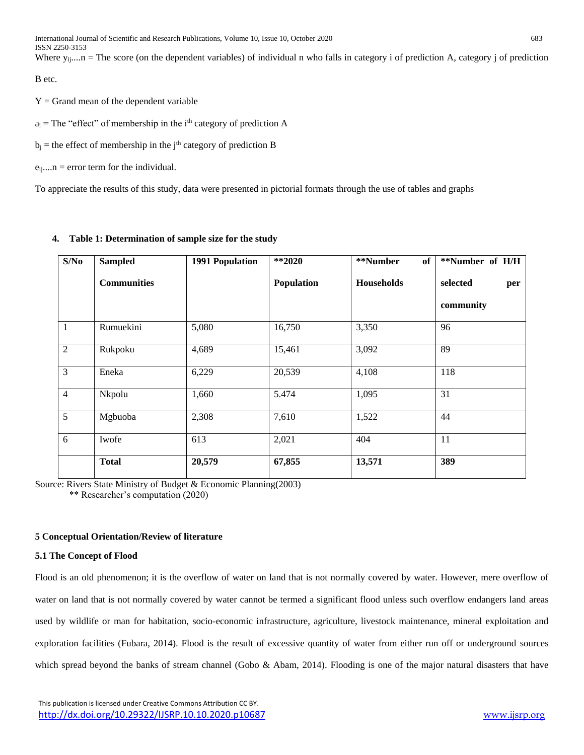Where $y_{ij....n}$ = The score (on the dependent variables) of individual n who falls in category i of prediction A, category j of prediction B etc.

Y = Grand mean of the dependent variable

$a_i$ = The "effect" of membership in the $i^{th}$ category of prediction A

$b_j$ = the effect of membership in the $j^{th}$ category of prediction B

$e_{ij....n}$ = error term for the individual.

To appreciate the results of this study, data were presented in pictorial formats through the use of tables and graphs

## 4. Table 1: Determination of sample size for the study

| S/No | Sampled Communities | 1991 Population | **2020 Population | **Number of Households | **Number of H/H selected per community |
|---|---|---|---|---|---|
| 1 | Rumuekini | 5,080 | 16,750 | 3,350 | 96 |
| 2 | Rukpoku | 4,689 | 15,461 | 3,092 | 89 |
| 3 | Eneka | 6,229 | 20,539 | 4,108 | 118 |
| 4 | Nkpolu | 1,660 | 5.474 | 1,095 | 31 |
| 5 | Mgbuoba | 2,308 | 7,610 | 1,522 | 44 |
| 6 | Iwofe | 613 | 2,021 | 404 | 11 |
| | **Total** | **20,579** | **67,855** | **13,571** | **389** |

Source: Rivers State Ministry of Budget & Economic Planning(2003)
** Researcher's computation (2020)

## 5 Conceptual Orientation/Review of literature

### 5.1 The Concept of Flood

Flood is an old phenomenon; it is the overflow of water on land that is not normally covered by water. However, mere overflow of water on land that is not normally covered by water cannot be termed a significant flood unless such overflow endangers land areas used by wildlife or man for habitation, socio-economic infrastructure, agriculture, livestock maintenance, mineral exploitation and exploration facilities (Fubara, 2014). Flood is the result of excessive quantity of water from either run off or underground sources which spread beyond the banks of stream channel (Gobo & Abam, 2014). Flooding is one of the major natural disasters that have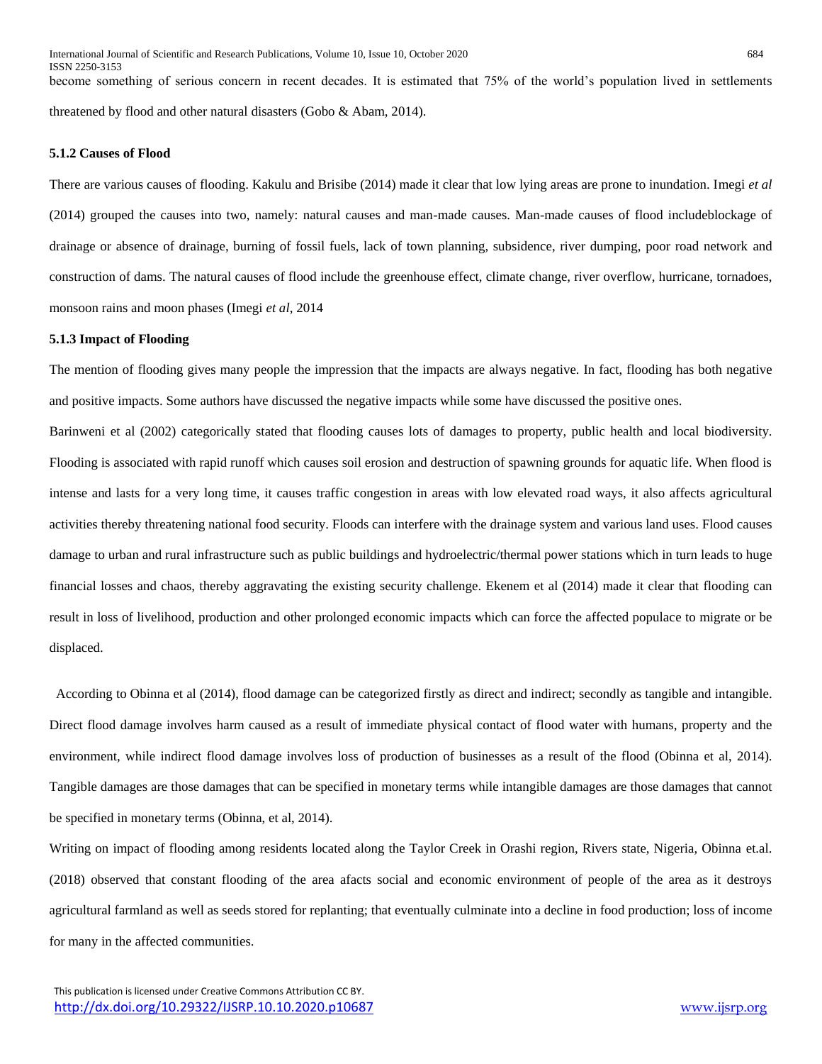become something of serious concern in recent decades. It is estimated that 75% of the world's population lived in settlements threatened by flood and other natural disasters (Gobo & Abam, 2014).

#### 5.1.2 Causes of Flood

There are various causes of flooding. Kakulu and Brisibe (2014) made it clear that low lying areas are prone to inundation. Imegi *et al* (2014) grouped the causes into two, namely: natural causes and man-made causes. Man-made causes of flood includeblockage of drainage or absence of drainage, burning of fossil fuels, lack of town planning, subsidence, river dumping, poor road network and construction of dams. The natural causes of flood include the greenhouse effect, climate change, river overflow, hurricane, tornadoes, monsoon rains and moon phases (Imegi *et al*, 2014

#### 5.1.3 Impact of Flooding

The mention of flooding gives many people the impression that the impacts are always negative. In fact, flooding has both negative and positive impacts. Some authors have discussed the negative impacts while some have discussed the positive ones.

Barinweni et al (2002) categorically stated that flooding causes lots of damages to property, public health and local biodiversity. Flooding is associated with rapid runoff which causes soil erosion and destruction of spawning grounds for aquatic life. When flood is intense and lasts for a very long time, it causes traffic congestion in areas with low elevated road ways, it also affects agricultural activities thereby threatening national food security. Floods can interfere with the drainage system and various land uses. Flood causes damage to urban and rural infrastructure such as public buildings and hydroelectric/thermal power stations which in turn leads to huge financial losses and chaos, thereby aggravating the existing security challenge. Ekenem et al (2014) made it clear that flooding can result in loss of livelihood, production and other prolonged economic impacts which can force the affected populace to migrate or be displaced.

According to Obinna et al (2014), flood damage can be categorized firstly as direct and indirect; secondly as tangible and intangible. Direct flood damage involves harm caused as a result of immediate physical contact of flood water with humans, property and the environment, while indirect flood damage involves loss of production of businesses as a result of the flood (Obinna et al, 2014). Tangible damages are those damages that can be specified in monetary terms while intangible damages are those damages that cannot be specified in monetary terms (Obinna, et al, 2014).

Writing on impact of flooding among residents located along the Taylor Creek in Orashi region, Rivers state, Nigeria, Obinna et.al. (2018) observed that constant flooding of the area afacts social and economic environment of people of the area as it destroys agricultural farmland as well as seeds stored for replanting; that eventually culminate into a decline in food production; loss of income for many in the affected communities.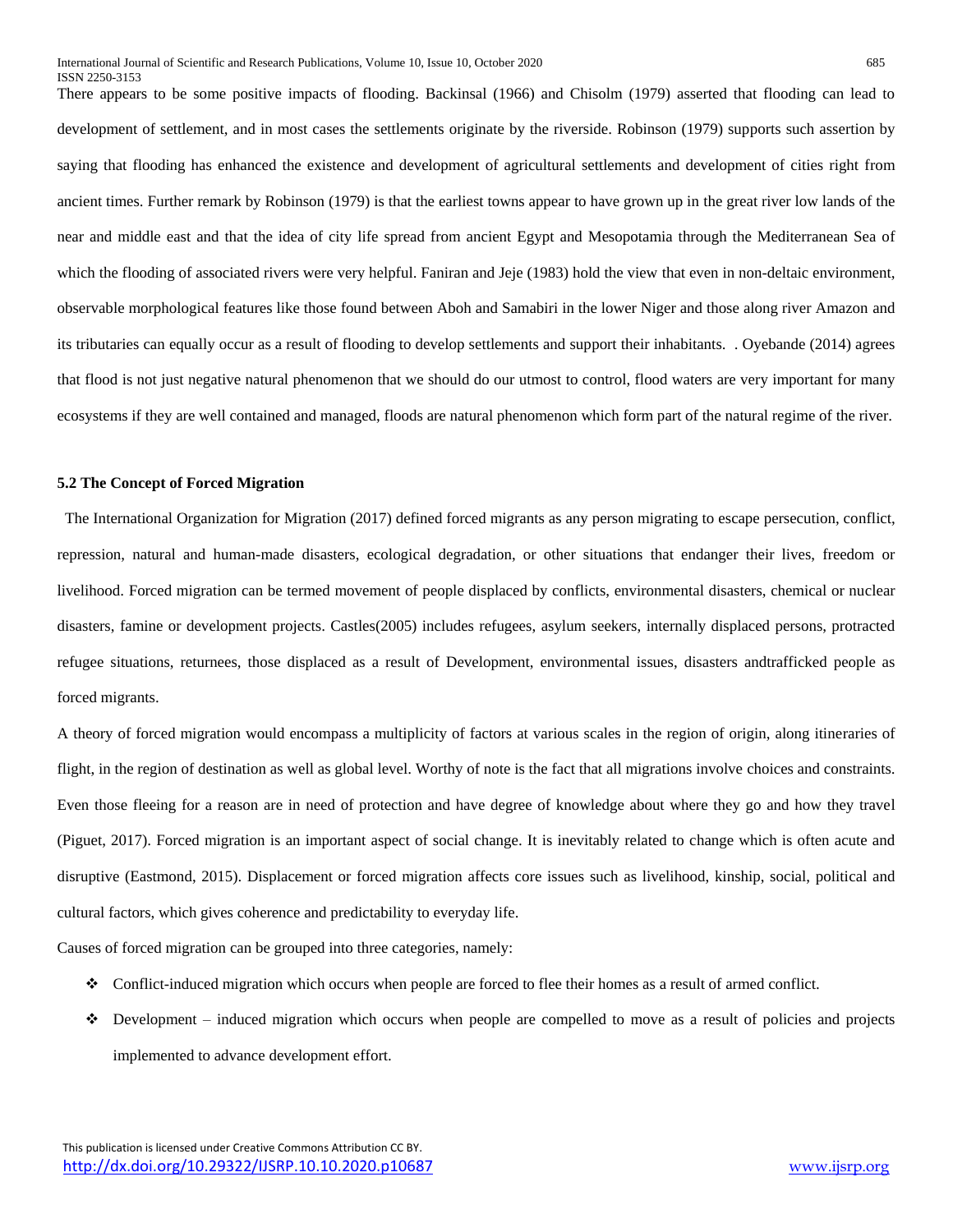There appears to be some positive impacts of flooding. Backinsal (1966) and Chisolm (1979) asserted that flooding can lead to development of settlement, and in most cases the settlements originate by the riverside. Robinson (1979) supports such assertion by saying that flooding has enhanced the existence and development of agricultural settlements and development of cities right from ancient times. Further remark by Robinson (1979) is that the earliest towns appear to have grown up in the great river low lands of the near and middle east and that the idea of city life spread from ancient Egypt and Mesopotamia through the Mediterranean Sea of which the flooding of associated rivers were very helpful. Faniran and Jeje (1983) hold the view that even in non-deltaic environment, observable morphological features like those found between Aboh and Samabiri in the lower Niger and those along river Amazon and its tributaries can equally occur as a result of flooding to develop settlements and support their inhabitants. . Oyebande (2014) agrees that flood is not just negative natural phenomenon that we should do our utmost to control, flood waters are very important for many ecosystems if they are well contained and managed, floods are natural phenomenon which form part of the natural regime of the river.

### 5.2 The Concept of Forced Migration

The International Organization for Migration (2017) defined forced migrants as any person migrating to escape persecution, conflict, repression, natural and human-made disasters, ecological degradation, or other situations that endanger their lives, freedom or livelihood. Forced migration can be termed movement of people displaced by conflicts, environmental disasters, chemical or nuclear disasters, famine or development projects. Castles(2005) includes refugees, asylum seekers, internally displaced persons, protracted refugee situations, returnees, those displaced as a result of Development, environmental issues, disasters andtrafficked people as forced migrants.

A theory of forced migration would encompass a multiplicity of factors at various scales in the region of origin, along itineraries of flight, in the region of destination as well as global level. Worthy of note is the fact that all migrations involve choices and constraints. Even those fleeing for a reason are in need of protection and have degree of knowledge about where they go and how they travel (Piguet, 2017). Forced migration is an important aspect of social change. It is inevitably related to change which is often acute and disruptive (Eastmond, 2015). Displacement or forced migration affects core issues such as livelihood, kinship, social, political and cultural factors, which gives coherence and predictability to everyday life.

Causes of forced migration can be grouped into three categories, namely:

- Conflict-induced migration which occurs when people are forced to flee their homes as a result of armed conflict.
- Development – induced migration which occurs when people are compelled to move as a result of policies and projects implemented to advance development effort.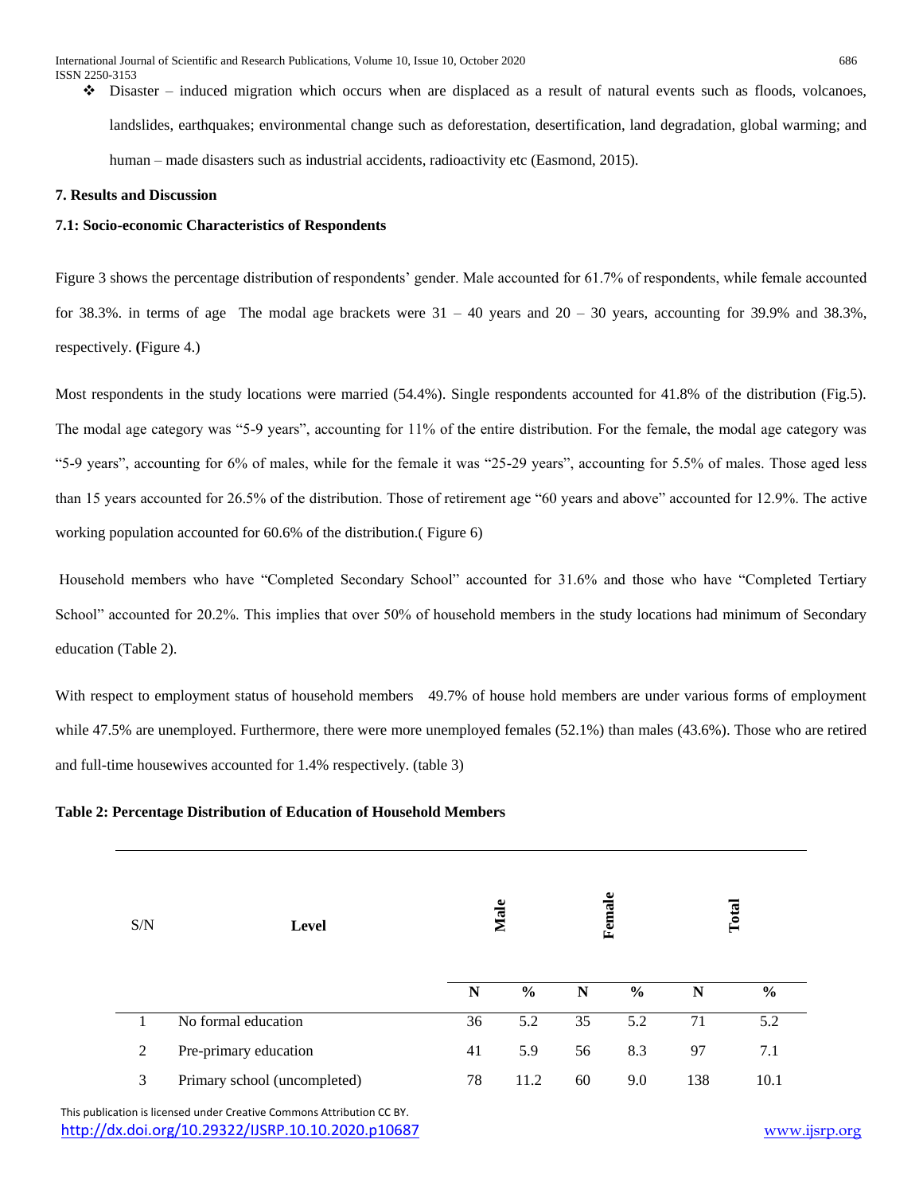- ❖ Disaster – induced migration which occurs when are displaced as a result of natural events such as floods, volcanoes, landslides, earthquakes; environmental change such as deforestation, desertification, land degradation, global warming; and human – made disasters such as industrial accidents, radioactivity etc (Easmond, 2015).

## 7. Results and Discussion

### 7.1: Socio-economic Characteristics of Respondents

Figure 3 shows the percentage distribution of respondents' gender. Male accounted for 61.7% of respondents, while female accounted for 38.3%. in terms of age The modal age brackets were 31 – 40 years and 20 – 30 years, accounting for 39.9% and 38.3%, respectively. **(**Figure 4.)

Most respondents in the study locations were married (54.4%). Single respondents accounted for 41.8% of the distribution (Fig.5). The modal age category was "5-9 years", accounting for 11% of the entire distribution. For the female, the modal age category was "5-9 years", accounting for 6% of males, while for the female it was "25-29 years", accounting for 5.5% of males. Those aged less than 15 years accounted for 26.5% of the distribution. Those of retirement age "60 years and above" accounted for 12.9%. The active working population accounted for 60.6% of the distribution.( Figure 6)

Household members who have "Completed Secondary School" accounted for 31.6% and those who have "Completed Tertiary School" accounted for 20.2%. This implies that over 50% of household members in the study locations had minimum of Secondary education (Table 2).

With respect to employment status of household members 49.7% of house hold members are under various forms of employment while 47.5% are unemployed. Furthermore, there were more unemployed females (52.1%) than males (43.6%). Those who are retired and full-time housewives accounted for 1.4% respectively. (table 3)

**Table 2: Percentage Distribution of Education of Household Members**

| S/N | Level | Male | | Female | | Total | |
|---|---|---|---|---|---|---|---|
| | | N | % | N | % | N | % |
| 1 | No formal education | 36 | 5.2 | 35 | 5.2 | 71 | 5.2 |
| 2 | Pre-primary education | 41 | 5.9 | 56 | 8.3 | 97 | 7.1 |
| 3 | Primary school (uncompleted) | 78 | 11.2 | 60 | 9.0 | 138 | 10.1 |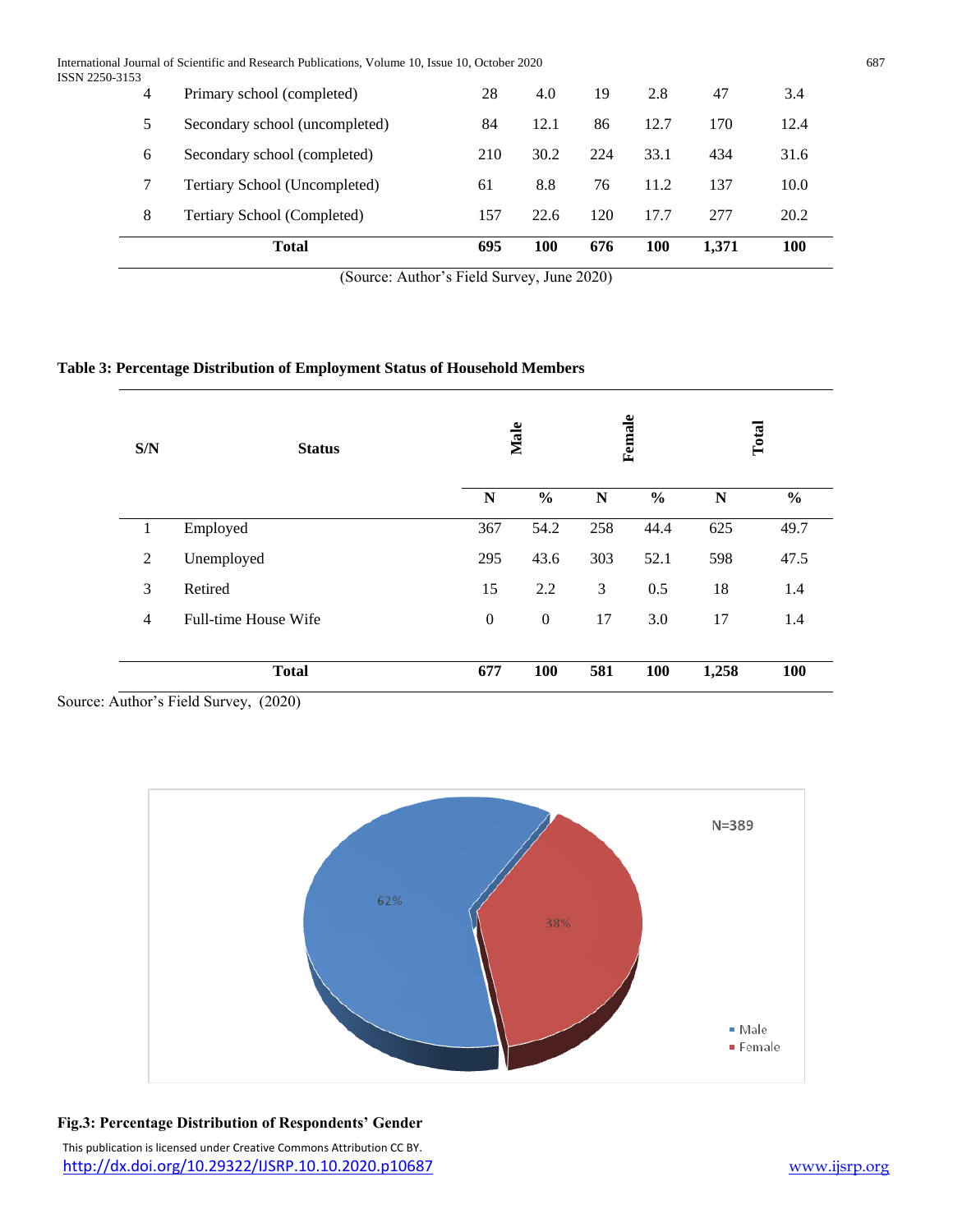| 4 | Primary school (completed) | 28 | 4.0 | 19 | 2.8 | 47 | 3.4 |
|---|---|---|---|---|---|---|---|
| 5 | Secondary school (uncompleted) | 84 | 12.1 | 86 | 12.7 | 170 | 12.4 |
| 6 | Secondary school (completed) | 210 | 30.2 | 224 | 33.1 | 434 | 31.6 |
| 7 | Tertiary School (Uncompleted) | 61 | 8.8 | 76 | 11.2 | 137 | 10.0 |
| 8 | Tertiary School (Completed) | 157 | 22.6 | 120 | 17.7 | 277 | 20.2 |
| | **Total** | **695** | **100** | **676** | **100** | **1,371** | **100** |

(Source: Author's Field Survey, June 2020)

**Table 3: Percentage Distribution of Employment Status of Household Members**

| S/N | Status | Male | | Female | | Total | |
|---|---|---|---|---|---|---|---|
| | | N | % | N | % | N | % |
| 1 | Employed | 367 | 54.2 | 258 | 44.4 | 625 | 49.7 |
| 2 | Unemployed | 295 | 43.6 | 303 | 52.1 | 598 | 47.5 |
| 3 | Retired | 15 | 2.2 | 3 | 0.5 | 18 | 1.4 |
| 4 | Full-time House Wife | 0 | 0 | 17 | 3.0 | 17 | 1.4 |
| | **Total** | **677** | **100** | **581** | **100** | **1,258** | **100** |

Source: Author's Field Survey, (2020)

N=389

62%

38%

Male
Female

**Fig.3: Percentage Distribution of Respondents' Gender**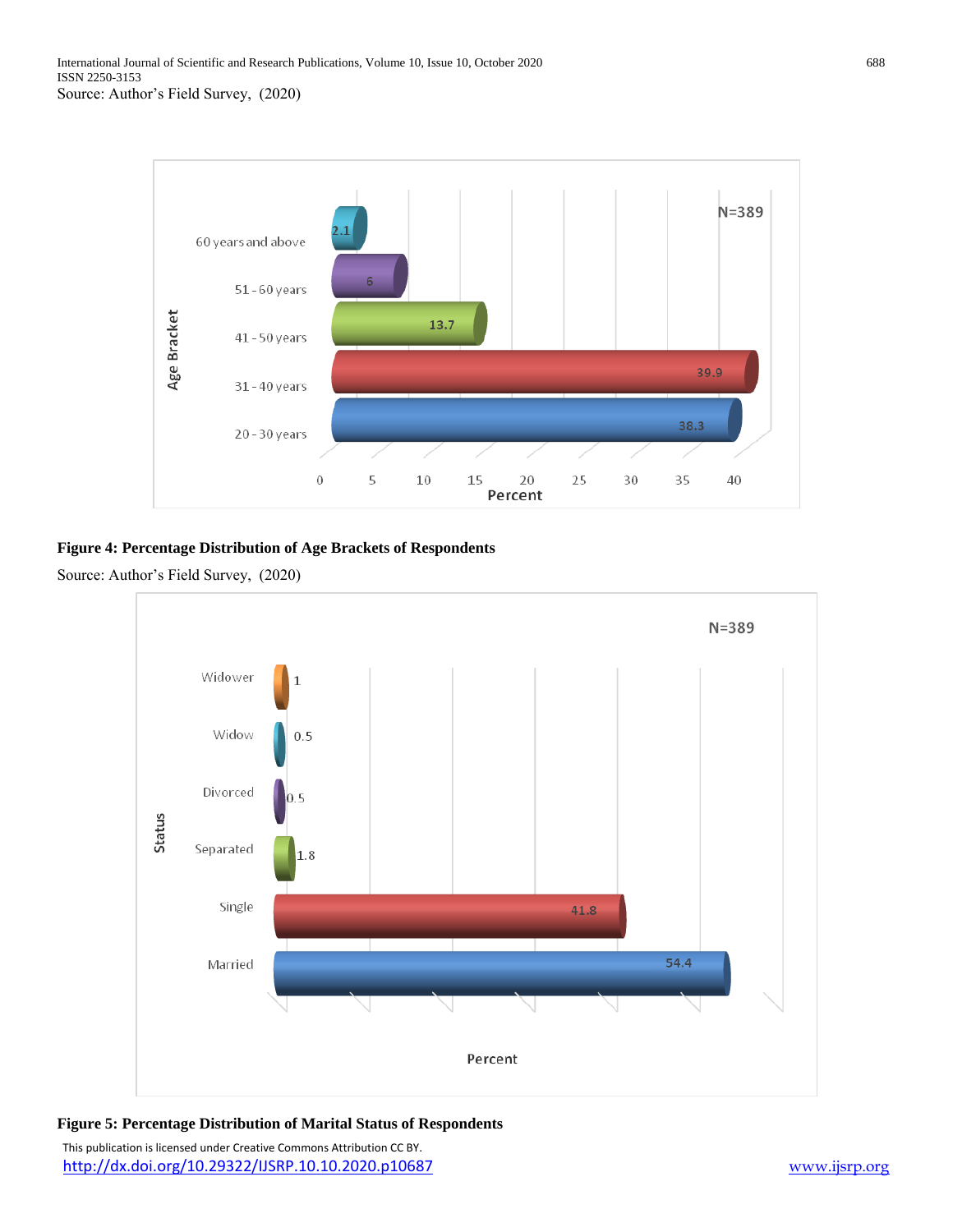Source: Author's Field Survey, (2020)

Figure 4: **Percentage Distribution of Age Brackets of Respondents**

Source: Author's Field Survey, (2020)

Figure 5: **Percentage Distribution of Marital Status of Respondents**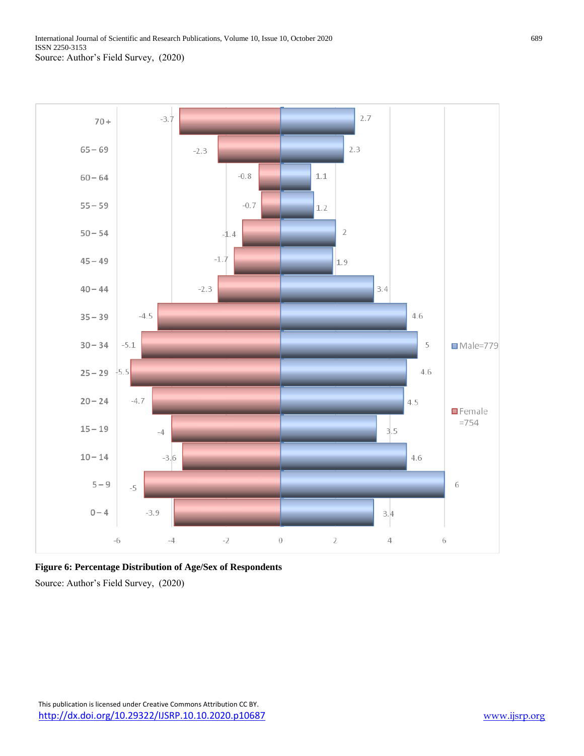Source: Author's Field Survey, (2020)

| Age group | Female=754 | Male=779 |
|---|---|---|
| 70+ | -3.7 | 2.7 |
| 65 – 69 | -2.3 | 2.3 |
| 60 – 64 | -0.8 | 1.1 |
| 55 – 59 | -0.7 | 1.2 |
| 50 – 54 | -1.4 | 2 |
| 45 – 49 | -1.7 | 1.9 |
| 40 – 44 | -2.3 | 3.4 |
| 35 – 39 | -4.5 | 4.6 |
| 30 – 34 | -5.1 | 5 |
| 25 – 29 | -5.5 | 4.6 |
| 20 – 24 | -4.7 | 4.5 |
| 15 – 19 | -4 | 3.5 |
| 10 – 14 | -3.6 | 4.6 |
| 5 – 9 | -5 | 6 |
| 0 – 4 | -3.9 | 3.4 |

**Figure 6: Percentage Distribution of Age/Sex of Respondents**

Source: Author's Field Survey, (2020)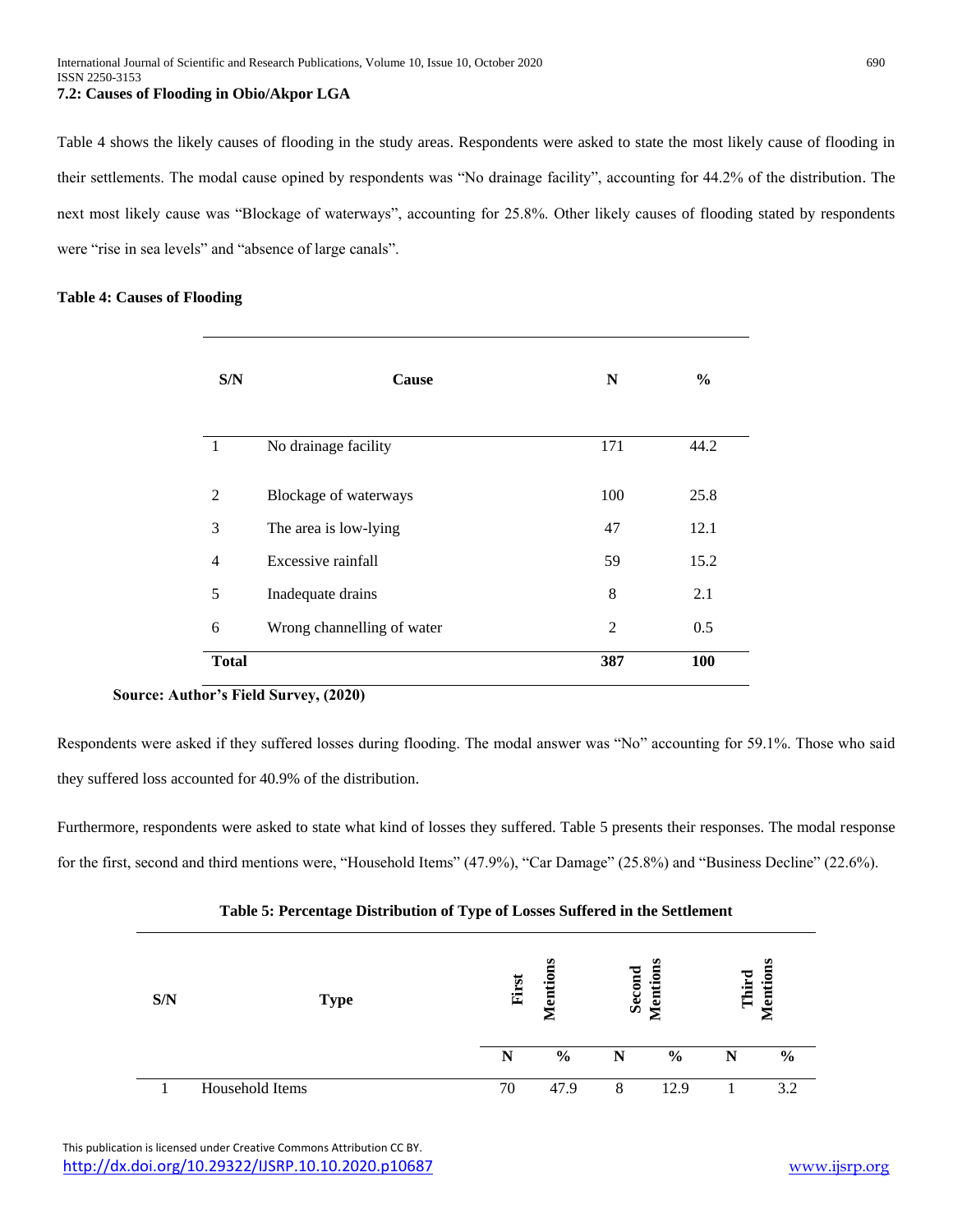### 7.2: Causes of Flooding in Obio/Akpor LGA

Table 4 shows the likely causes of flooding in the study areas. Respondents were asked to state the most likely cause of flooding in their settlements. The modal cause opined by respondents was "No drainage facility", accounting for 44.2% of the distribution. The next most likely cause was "Blockage of waterways", accounting for 25.8%. Other likely causes of flooding stated by respondents were "rise in sea levels" and "absence of large canals".

**Table 4: Causes of Flooding**

| S/N | Cause | N | % |
|---|---|---|---|
| 1 | No drainage facility | 171 | 44.2 |
| 2 | Blockage of waterways | 100 | 25.8 |
| 3 | The area is low-lying | 47 | 12.1 |
| 4 | Excessive rainfall | 59 | 15.2 |
| 5 | Inadequate drains | 8 | 2.1 |
| 6 | Wrong channelling of water | 2 | 0.5 |
| **Total** | | **387** | **100** |

**Source: Author's Field Survey, (2020)**

Respondents were asked if they suffered losses during flooding. The modal answer was "No" accounting for 59.1%. Those who said they suffered loss accounted for 40.9% of the distribution.

Furthermore, respondents were asked to state what kind of losses they suffered. Table 5 presents their responses. The modal response for the first, second and third mentions were, "Household Items" (47.9%), "Car Damage" (25.8%) and "Business Decline" (22.6%).

**Table 5: Percentage Distribution of Type of Losses Suffered in the Settlement**

| S/N | Type | First Mentions | | Second Mentions | | Third Mentions | |
|---|---|---|---|---|---|---|---|
| | | N | % | N | % | N | % |
| 1 | Household Items | 70 | 47.9 | 8 | 12.9 | 1 | 3.2 |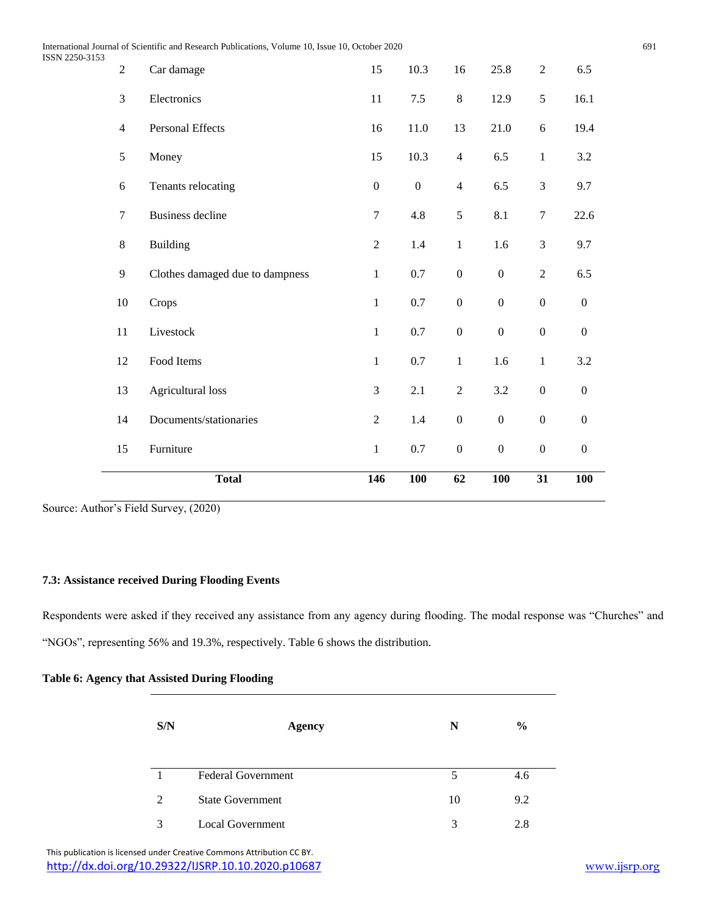| 2 | Car damage | 15 | 10.3 | 16 | 25.8 | 2 | 6.5 |
|---|---|---|---|---|---|---|---|
| 3 | Electronics | 11 | 7.5 | 8 | 12.9 | 5 | 16.1 |
| 4 | Personal Effects | 16 | 11.0 | 13 | 21.0 | 6 | 19.4 |
| 5 | Money | 15 | 10.3 | 4 | 6.5 | 1 | 3.2 |
| 6 | Tenants relocating | 0 | 0 | 4 | 6.5 | 3 | 9.7 |
| 7 | Business decline | 7 | 4.8 | 5 | 8.1 | 7 | 22.6 |
| 8 | Building | 2 | 1.4 | 1 | 1.6 | 3 | 9.7 |
| 9 | Clothes damaged due to dampness | 1 | 0.7 | 0 | 0 | 2 | 6.5 |
| 10 | Crops | 1 | 0.7 | 0 | 0 | 0 | 0 |
| 11 | Livestock | 1 | 0.7 | 0 | 0 | 0 | 0 |
| 12 | Food Items | 1 | 0.7 | 1 | 1.6 | 1 | 3.2 |
| 13 | Agricultural loss | 3 | 2.1 | 2 | 3.2 | 0 | 0 |
| 14 | Documents/stationaries | 2 | 1.4 | 0 | 0 | 0 | 0 |
| 15 | Furniture | 1 | 0.7 | 0 | 0 | 0 | 0 |
| | **Total** | **146** | **100** | **62** | **100** | **31** | **100** |

Source: Author's Field Survey, (2020)

### 7.3: Assistance received During Flooding Events

Respondents were asked if they received any assistance from any agency during flooding. The modal response was "Churches" and "NGOs", representing 56% and 19.3%, respectively. Table 6 shows the distribution.

**Table 6: Agency that Assisted During Flooding**

| S/N | Agency | N | % |
|---|---|---|---|
| 1 | Federal Government | 5 | 4.6 |
| 2 | State Government | 10 | 9.2 |
| 3 | Local Government | 3 | 2.8 |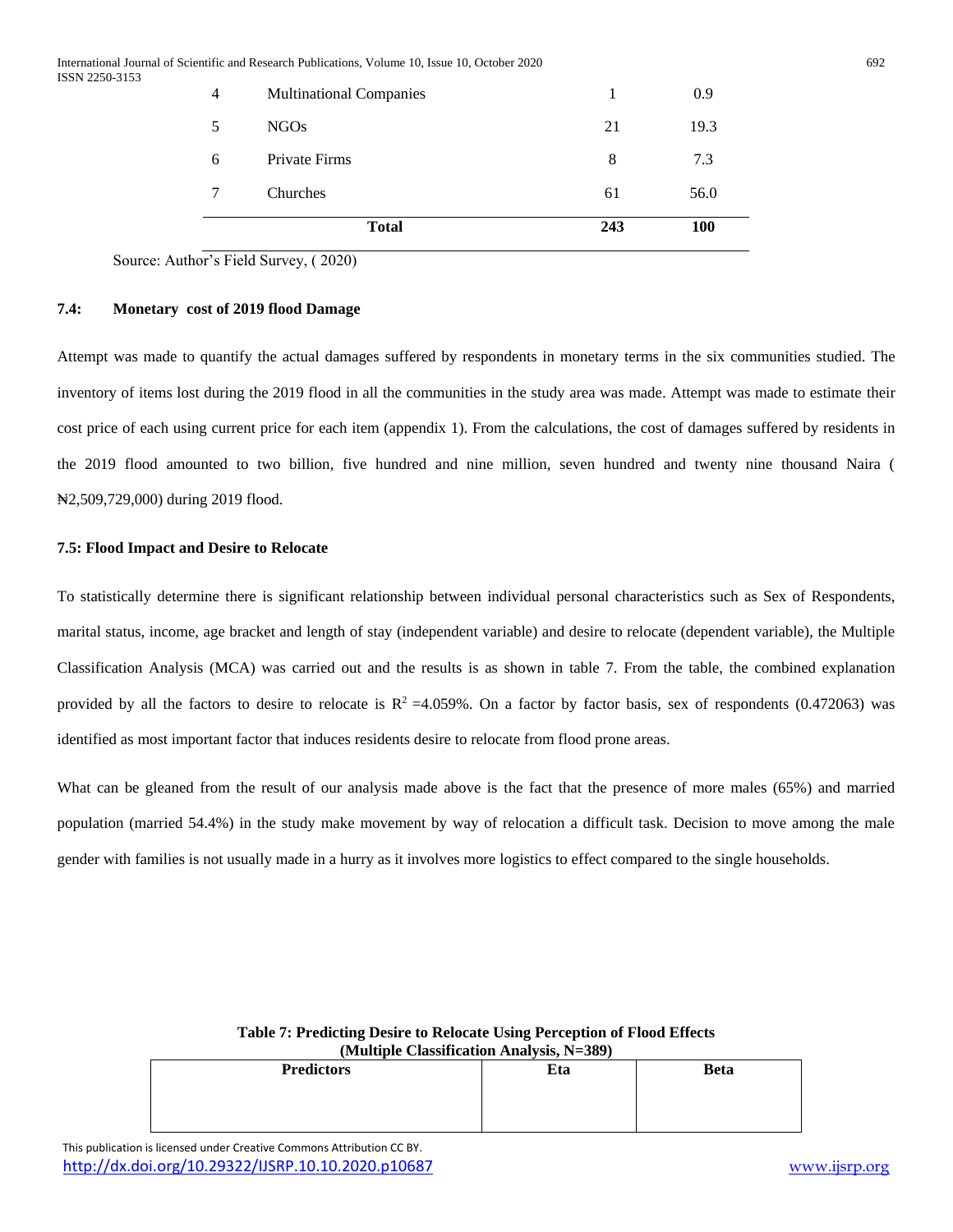| 4 | Multinational Companies | 1 | 0.9 |
|---|---|---|---|
| 5 | NGOs | 21 | 19.3 |
| 6 | Private Firms | 8 | 7.3 |
| 7 | Churches | 61 | 56.0 |
| | **Total** | **243** | **100** |

Source: Author's Field Survey, ( 2020)

### 7.4: Monetary cost of 2019 flood Damage

Attempt was made to quantify the actual damages suffered by respondents in monetary terms in the six communities studied. The inventory of items lost during the 2019 flood in all the communities in the study area was made. Attempt was made to estimate their cost price of each using current price for each item (appendix 1). From the calculations, the cost of damages suffered by residents in the 2019 flood amounted to two billion, five hundred and nine million, seven hundred and twenty nine thousand Naira ( ₦2,509,729,000) during 2019 flood.

### 7.5: Flood Impact and Desire to Relocate

To statistically determine there is significant relationship between individual personal characteristics such as Sex of Respondents, marital status, income, age bracket and length of stay (independent variable) and desire to relocate (dependent variable), the Multiple Classification Analysis (MCA) was carried out and the results is as shown in table 7. From the table, the combined explanation provided by all the factors to desire to relocate is $R^2$ =4.059%. On a factor by factor basis, sex of respondents (0.472063) was identified as most important factor that induces residents desire to relocate from flood prone areas.

What can be gleaned from the result of our analysis made above is the fact that the presence of more males (65%) and married population (married 54.4%) in the study make movement by way of relocation a difficult task. Decision to move among the male gender with families is not usually made in a hurry as it involves more logistics to effect compared to the single households.

**Table 7: Predicting Desire to Relocate Using Perception of Flood Effects (Multiple Classification Analysis, N=389)**

| Predictors | Eta | Beta |
|---|---|---|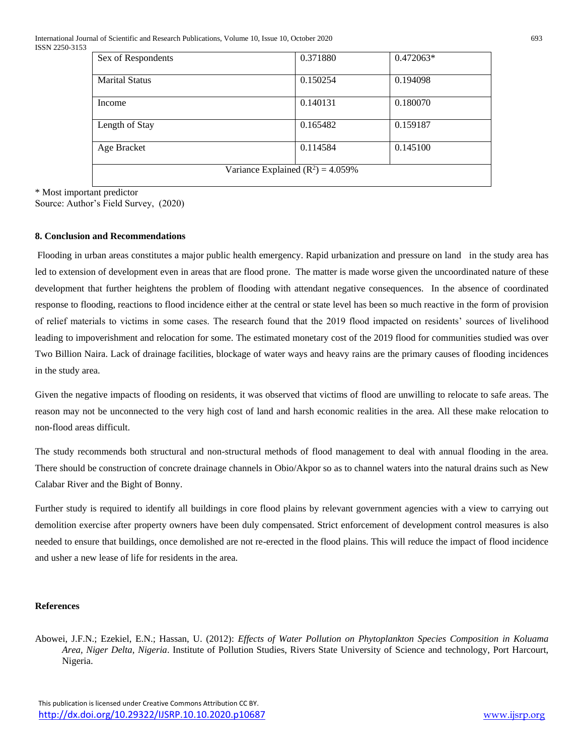| | | |
|---|---|---|
| Sex of Respondents | 0.371880 | 0.472063* |
| Marital Status | 0.150254 | 0.194098 |
| Income | 0.140131 | 0.180070 |
| Length of Stay | 0.165482 | 0.159187 |
| Age Bracket | 0.114584 | 0.145100 |
| Variance Explained ($R^2$) = 4.059% | | |

\* Most important predictor
Source: Author's Field Survey, (2020)

## 8. Conclusion and Recommendations

Flooding in urban areas constitutes a major public health emergency. Rapid urbanization and pressure on land in the study area has led to extension of development even in areas that are flood prone. The matter is made worse given the uncoordinated nature of these development that further heightens the problem of flooding with attendant negative consequences. In the absence of coordinated response to flooding, reactions to flood incidence either at the central or state level has been so much reactive in the form of provision of relief materials to victims in some cases. The research found that the 2019 flood impacted on residents' sources of livelihood leading to impoverishment and relocation for some. The estimated monetary cost of the 2019 flood for communities studied was over Two Billion Naira. Lack of drainage facilities, blockage of water ways and heavy rains are the primary causes of flooding incidences in the study area.

Given the negative impacts of flooding on residents, it was observed that victims of flood are unwilling to relocate to safe areas. The reason may not be unconnected to the very high cost of land and harsh economic realities in the area. All these make relocation to non-flood areas difficult.

The study recommends both structural and non-structural methods of flood management to deal with annual flooding in the area. There should be construction of concrete drainage channels in Obio/Akpor so as to channel waters into the natural drains such as New Calabar River and the Bight of Bonny.

Further study is required to identify all buildings in core flood plains by relevant government agencies with a view to carrying out demolition exercise after property owners have been duly compensated. Strict enforcement of development control measures is also needed to ensure that buildings, once demolished are not re-erected in the flood plains. This will reduce the impact of flood incidence and usher a new lease of life for residents in the area.

## References

Abowei, J.F.N.; Ezekiel, E.N.; Hassan, U. (2012): *Effects of Water Pollution on Phytoplankton Species Composition in Koluama Area, Niger Delta, Nigeria*. Institute of Pollution Studies, Rivers State University of Science and technology, Port Harcourt, Nigeria.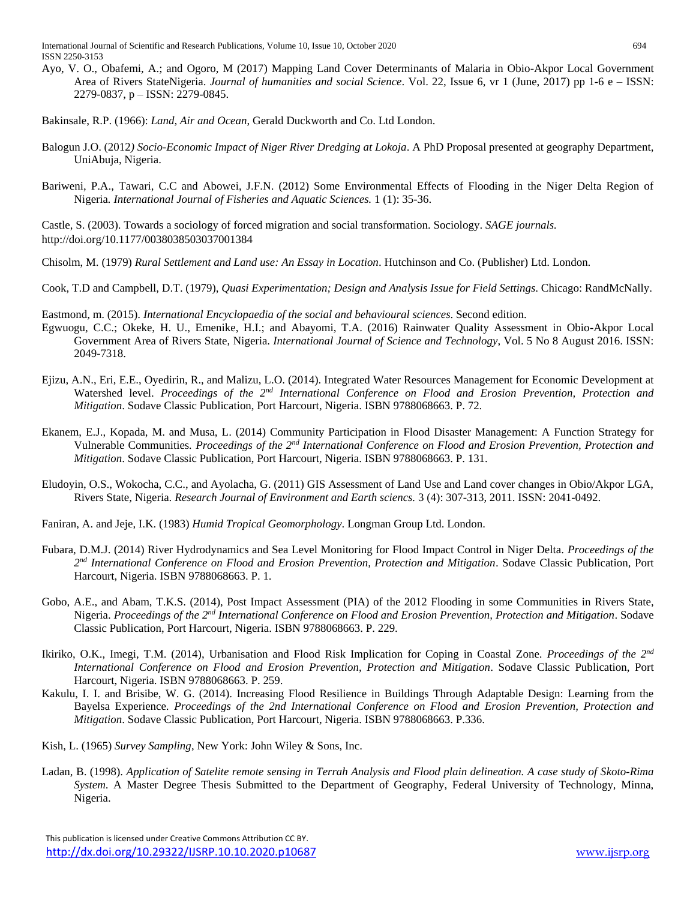Ayo, V. O., Obafemi, A.; and Ogoro, M (2017) Mapping Land Cover Determinants of Malaria in Obio-Akpor Local Government Area of Rivers StateNigeria. *Journal of humanities and social Science*. Vol. 22, Issue 6, vr 1 (June, 2017) pp 1-6 e – ISSN: 2279-0837, p – ISSN: 2279-0845.

Bakinsale, R.P. (1966): *Land, Air and Ocean*, Gerald Duckworth and Co. Ltd London.

Balogun J.O. (2012*) Socio-Economic Impact of Niger River Dredging at Lokoja*. A PhD Proposal presented at geography Department, UniAbuja, Nigeria.

Bariweni, P.A., Tawari, C.C and Abowei, J.F.N. (2012) Some Environmental Effects of Flooding in the Niger Delta Region of Nigeria. *International Journal of Fisheries and Aquatic Sciences.* 1 (1): 35-36.

Castle, S. (2003). Towards a sociology of forced migration and social transformation. Sociology. *SAGE journals.* http://doi.org/10.1177/0038038503037001384

Chisolm, M. (1979) *Rural Settlement and Land use: An Essay in Location*. Hutchinson and Co. (Publisher) Ltd. London.

Cook, T.D and Campbell, D.T. (1979), *Quasi Experimentation; Design and Analysis Issue for Field Settings*. Chicago: RandMcNally.

Eastmond, m. (2015). *International Encyclopaedia of the social and behavioural sciences*. Second edition.

Egwuogu, C.C.; Okeke, H. U., Emenike, H.I.; and Abayomi, T.A. (2016) Rainwater Quality Assessment in Obio-Akpor Local Government Area of Rivers State, Nigeria. *International Journal of Science and Technology*, Vol. 5 No 8 August 2016. ISSN: 2049-7318.

Ejizu, A.N., Eri, E.E., Oyedirin, R., and Malizu, L.O. (2014). Integrated Water Resources Management for Economic Development at Watershed level. *Proceedings of the 2nd International Conference on Flood and Erosion Prevention, Protection and Mitigation*. Sodave Classic Publication, Port Harcourt, Nigeria. ISBN 9788068663. P. 72.

Ekanem, E.J., Kopada, M. and Musa, L. (2014) Community Participation in Flood Disaster Management: A Function Strategy for Vulnerable Communities. *Proceedings of the 2nd International Conference on Flood and Erosion Prevention, Protection and Mitigation*. Sodave Classic Publication, Port Harcourt, Nigeria. ISBN 9788068663. P. 131.

Eludoyin, O.S., Wokocha, C.C., and Ayolacha, G. (2011) GIS Assessment of Land Use and Land cover changes in Obio/Akpor LGA, Rivers State, Nigeria. *Research Journal of Environment and Earth sciencs.* 3 (4): 307-313, 2011. ISSN: 2041-0492.

Faniran, A. and Jeje, I.K. (1983) *Humid Tropical Geomorphology*. Longman Group Ltd. London.

Fubara, D.M.J. (2014) River Hydrodynamics and Sea Level Monitoring for Flood Impact Control in Niger Delta. *Proceedings of the 2nd International Conference on Flood and Erosion Prevention, Protection and Mitigation*. Sodave Classic Publication, Port Harcourt, Nigeria. ISBN 9788068663. P. 1.

Gobo, A.E., and Abam, T.K.S. (2014), Post Impact Assessment (PIA) of the 2012 Flooding in some Communities in Rivers State, Nigeria. *Proceedings of the 2nd International Conference on Flood and Erosion Prevention, Protection and Mitigation*. Sodave Classic Publication, Port Harcourt, Nigeria. ISBN 9788068663. P. 229.

Ikiriko, O.K., Imegi, T.M. (2014), Urbanisation and Flood Risk Implication for Coping in Coastal Zone. *Proceedings of the 2nd International Conference on Flood and Erosion Prevention, Protection and Mitigation*. Sodave Classic Publication, Port Harcourt, Nigeria. ISBN 9788068663. P. 259.

Kakulu, I. I. and Brisibe, W. G. (2014). Increasing Flood Resilience in Buildings Through Adaptable Design: Learning from the Bayelsa Experience. *Proceedings of the 2nd International Conference on Flood and Erosion Prevention, Protection and Mitigation*. Sodave Classic Publication, Port Harcourt, Nigeria. ISBN 9788068663. P.336.

Kish, L. (1965) *Survey Sampling*, New York: John Wiley & Sons, Inc.

Ladan, B. (1998). *Application of Satelite remote sensing in Terrah Analysis and Flood plain delineation. A case study of Skoto-Rima System*. A Master Degree Thesis Submitted to the Department of Geography, Federal University of Technology, Minna, Nigeria.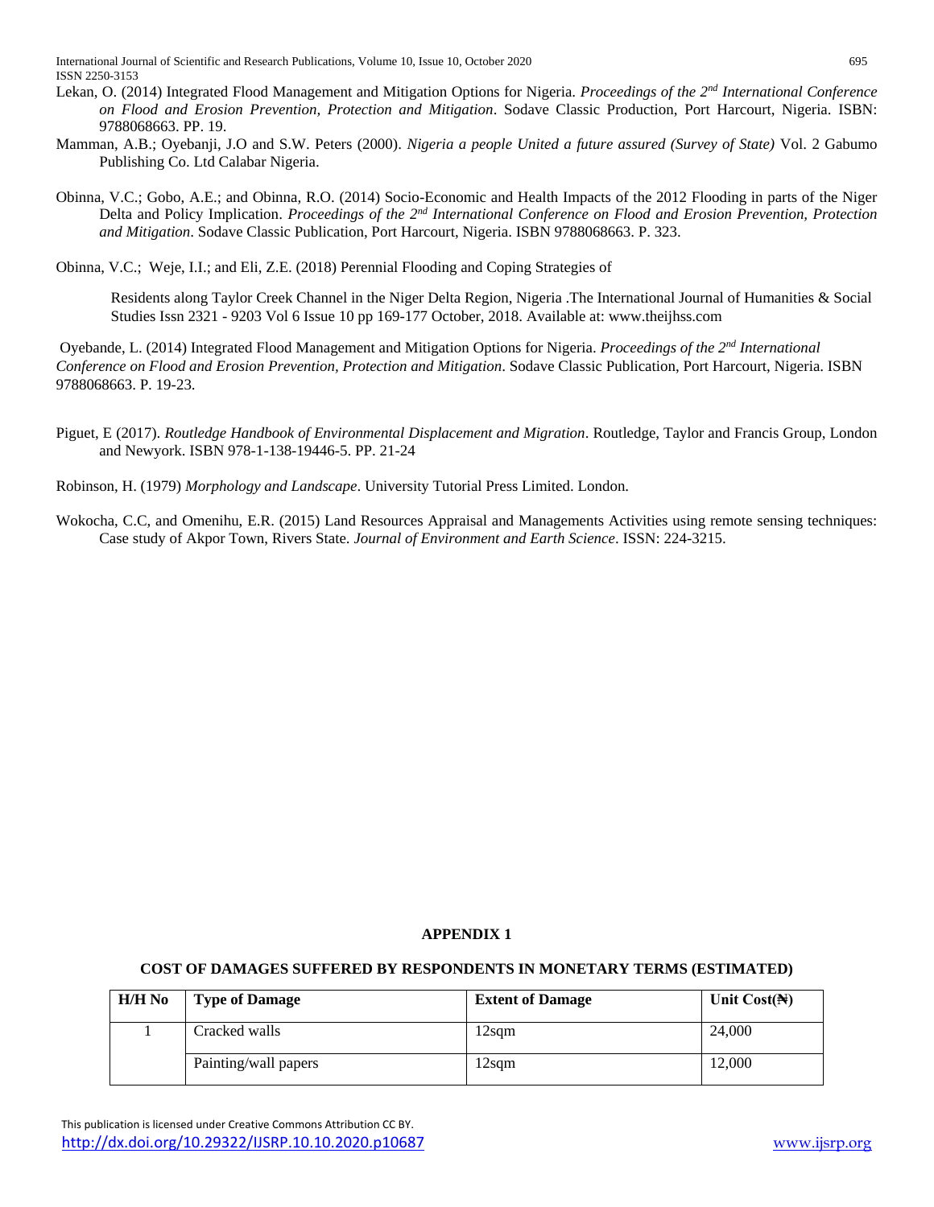Lekan, O. (2014) Integrated Flood Management and Mitigation Options for Nigeria. *Proceedings of the 2nd International Conference on Flood and Erosion Prevention, Protection and Mitigation*. Sodave Classic Production, Port Harcourt, Nigeria. ISBN: 9788068663. PP. 19.

Mamman, A.B.; Oyebanji, J.O and S.W. Peters (2000). *Nigeria a people United a future assured (Survey of State)* Vol. 2 Gabumo Publishing Co. Ltd Calabar Nigeria.

Obinna, V.C.; Gobo, A.E.; and Obinna, R.O. (2014) Socio-Economic and Health Impacts of the 2012 Flooding in parts of the Niger Delta and Policy Implication. *Proceedings of the 2nd International Conference on Flood and Erosion Prevention, Protection and Mitigation*. Sodave Classic Publication, Port Harcourt, Nigeria. ISBN 9788068663. P. 323.

Obinna, V.C.; Weje, I.I.; and Eli, Z.E. (2018) Perennial Flooding and Coping Strategies of Residents along Taylor Creek Channel in the Niger Delta Region, Nigeria .The International Journal of Humanities & Social Studies Issn 2321 - 9203 Vol 6 Issue 10 pp 169-177 October, 2018. Available at: www.theijhss.com

Oyebande, L. (2014) Integrated Flood Management and Mitigation Options for Nigeria. *Proceedings of the 2nd International Conference on Flood and Erosion Prevention, Protection and Mitigation*. Sodave Classic Publication, Port Harcourt, Nigeria. ISBN 9788068663. P. 19-23.

Piguet, E (2017). *Routledge Handbook of Environmental Displacement and Migration*. Routledge, Taylor and Francis Group, London and Newyork. ISBN 978-1-138-19446-5. PP. 21-24

Robinson, H. (1979) *Morphology and Landscape*. University Tutorial Press Limited. London.

Wokocha, C.C, and Omenihu, E.R. (2015) Land Resources Appraisal and Managements Activities using remote sensing techniques: Case study of Akpor Town, Rivers State. *Journal of Environment and Earth Science*. ISSN: 224-3215.

## APPENDIX 1

### COST OF DAMAGES SUFFERED BY RESPONDENTS IN MONETARY TERMS (ESTIMATED)

| H/H No | Type of Damage | Extent of Damage | Unit Cost(₦) |
|---|---|---|---|
| 1 | Cracked walls | 12sqm | 24,000 |
| | Painting/wall papers | 12sqm | 12,000 |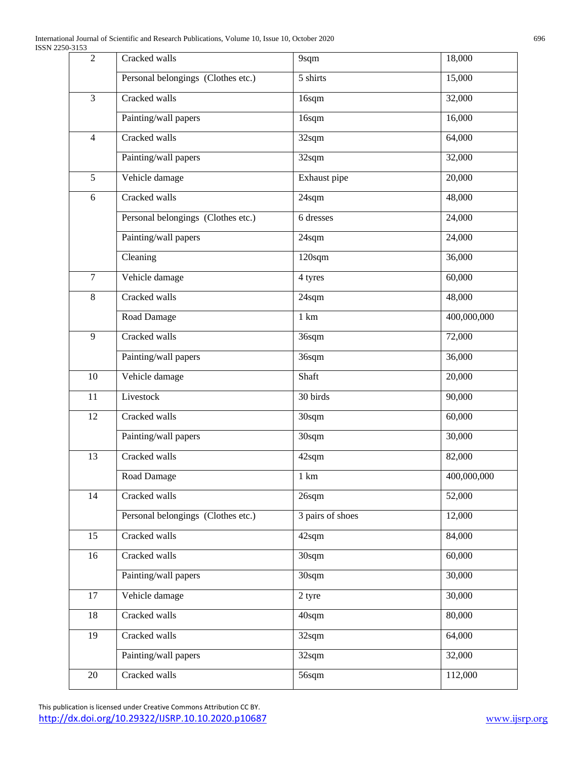| 2 | Cracked walls | 9sqm | 18,000 |
|---|---|---|---|
| | Personal belongings (Clothes etc.) | 5 shirts | 15,000 |
| 3 | Cracked walls | 16sqm | 32,000 |
| | Painting/wall papers | 16sqm | 16,000 |
| 4 | Cracked walls | 32sqm | 64,000 |
| | Painting/wall papers | 32sqm | 32,000 |
| 5 | Vehicle damage | Exhaust pipe | 20,000 |
| 6 | Cracked walls | 24sqm | 48,000 |
| | Personal belongings (Clothes etc.) | 6 dresses | 24,000 |
| | Painting/wall papers | 24sqm | 24,000 |
| | Cleaning | 120sqm | 36,000 |
| 7 | Vehicle damage | 4 tyres | 60,000 |
| 8 | Cracked walls | 24sqm | 48,000 |
| | Road Damage | 1 km | 400,000,000 |
| 9 | Cracked walls | 36sqm | 72,000 |
| | Painting/wall papers | 36sqm | 36,000 |
| 10 | Vehicle damage | Shaft | 20,000 |
| 11 | Livestock | 30 birds | 90,000 |
| 12 | Cracked walls | 30sqm | 60,000 |
| | Painting/wall papers | 30sqm | 30,000 |
| 13 | Cracked walls | 42sqm | 82,000 |
| | Road Damage | 1 km | 400,000,000 |
| 14 | Cracked walls | 26sqm | 52,000 |
| | Personal belongings (Clothes etc.) | 3 pairs of shoes | 12,000 |
| 15 | Cracked walls | 42sqm | 84,000 |
| 16 | Cracked walls | 30sqm | 60,000 |
| | Painting/wall papers | 30sqm | 30,000 |
| 17 | Vehicle damage | 2 tyre | 30,000 |
| 18 | Cracked walls | 40sqm | 80,000 |
| 19 | Cracked walls | 32sqm | 64,000 |
| | Painting/wall papers | 32sqm | 32,000 |
| 20 | Cracked walls | 56sqm | 112,000 |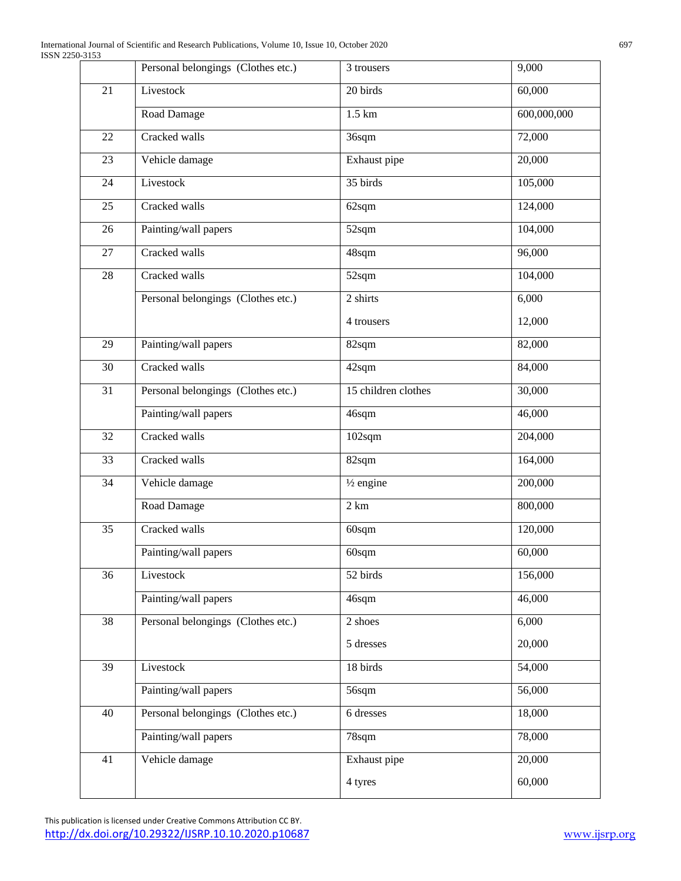| | Personal belongings (Clothes etc.) | 3 trousers | 9,000 |
|---|---|---|---|
| 21 | Livestock | 20 birds | 60,000 |
| | Road Damage | 1.5 km | 600,000,000 |
| 22 | Cracked walls | 36sqm | 72,000 |
| 23 | Vehicle damage | Exhaust pipe | 20,000 |
| 24 | Livestock | 35 birds | 105,000 |
| 25 | Cracked walls | 62sqm | 124,000 |
| 26 | Painting/wall papers | 52sqm | 104,000 |
| 27 | Cracked walls | 48sqm | 96,000 |
| 28 | Cracked walls | 52sqm | 104,000 |
| | Personal belongings (Clothes etc.) | 2 shirts | 6,000 |
| | | 4 trousers | 12,000 |
| 29 | Painting/wall papers | 82sqm | 82,000 |
| 30 | Cracked walls | 42sqm | 84,000 |
| 31 | Personal belongings (Clothes etc.) | 15 children clothes | 30,000 |
| | Painting/wall papers | 46sqm | 46,000 |
| 32 | Cracked walls | 102sqm | 204,000 |
| 33 | Cracked walls | 82sqm | 164,000 |
| 34 | Vehicle damage | ½ engine | 200,000 |
| | Road Damage | 2 km | 800,000 |
| 35 | Cracked walls | 60sqm | 120,000 |
| | Painting/wall papers | 60sqm | 60,000 |
| 36 | Livestock | 52 birds | 156,000 |
| | Painting/wall papers | 46sqm | 46,000 |
| 38 | Personal belongings (Clothes etc.) | 2 shoes | 6,000 |
| | | 5 dresses | 20,000 |
| 39 | Livestock | 18 birds | 54,000 |
| | Painting/wall papers | 56sqm | 56,000 |
| 40 | Personal belongings (Clothes etc.) | 6 dresses | 18,000 |
| | Painting/wall papers | 78sqm | 78,000 |
| 41 | Vehicle damage | Exhaust pipe | 20,000 |
| | | 4 tyres | 60,000 |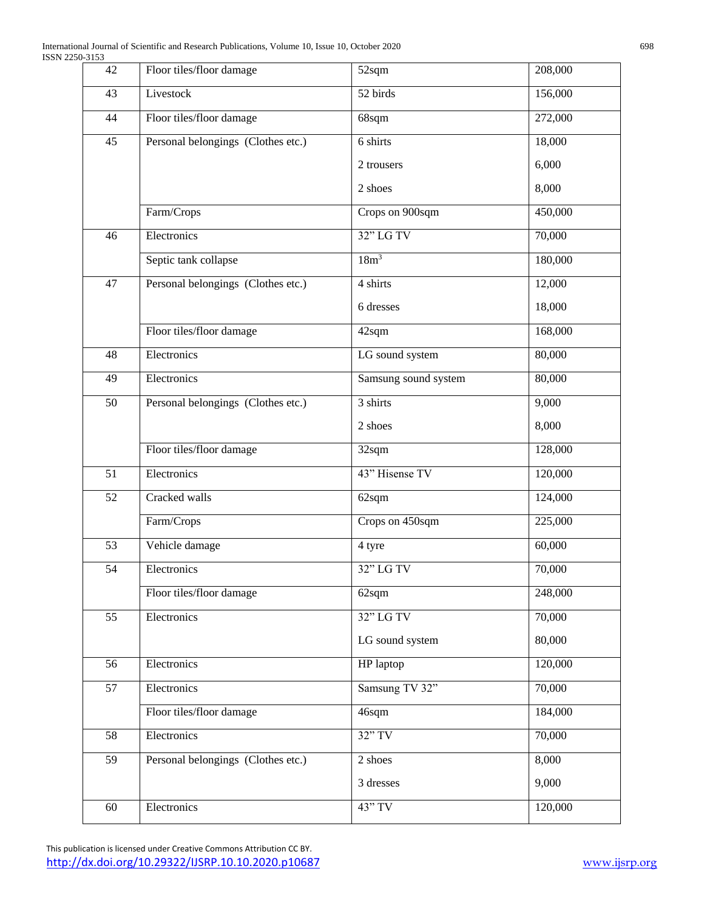| 42 | Floor tiles/floor damage | 52sqm | 208,000 |
|---|---|---|---|
| 43 | Livestock | 52 birds | 156,000 |
| 44 | Floor tiles/floor damage | 68sqm | 272,000 |
| 45 | Personal belongings (Clothes etc.) | 6 shirts | 18,000 |
| | | 2 trousers | 6,000 |
| | | 2 shoes | 8,000 |
| | Farm/Crops | Crops on 900sqm | 450,000 |
| 46 | Electronics | 32" LG TV | 70,000 |
| | Septic tank collapse | $18m^3$ | 180,000 |
| 47 | Personal belongings (Clothes etc.) | 4 shirts | 12,000 |
| | | 6 dresses | 18,000 |
| | Floor tiles/floor damage | 42sqm | 168,000 |
| 48 | Electronics | LG sound system | 80,000 |
| 49 | Electronics | Samsung sound system | 80,000 |
| 50 | Personal belongings (Clothes etc.) | 3 shirts | 9,000 |
| | | 2 shoes | 8,000 |
| | Floor tiles/floor damage | 32sqm | 128,000 |
| 51 | Electronics | 43" Hisense TV | 120,000 |
| 52 | Cracked walls | 62sqm | 124,000 |
| | Farm/Crops | Crops on 450sqm | 225,000 |
| 53 | Vehicle damage | 4 tyre | 60,000 |
| 54 | Electronics | 32" LG TV | 70,000 |
| | Floor tiles/floor damage | 62sqm | 248,000 |
| 55 | Electronics | 32" LG TV | 70,000 |
| | | LG sound system | 80,000 |
| 56 | Electronics | HP laptop | 120,000 |
| 57 | Electronics | Samsung TV 32" | 70,000 |
| | Floor tiles/floor damage | 46sqm | 184,000 |
| 58 | Electronics | 32" TV | 70,000 |
| 59 | Personal belongings (Clothes etc.) | 2 shoes | 8,000 |
| | | 3 dresses | 9,000 |
| 60 | Electronics | 43" TV | 120,000 |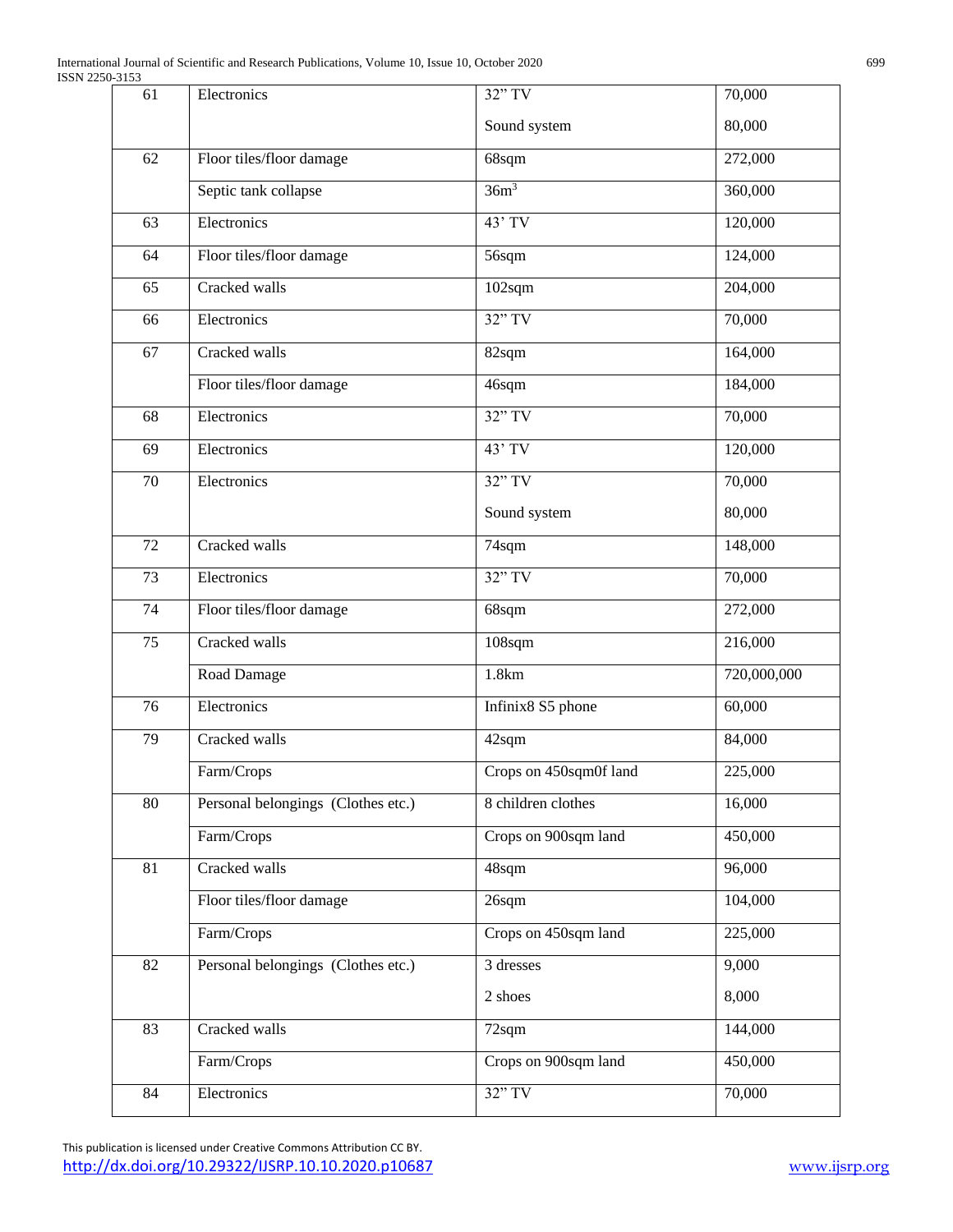| 61 | Electronics | 32" TV | 70,000 |
|---|---|---|---|
| | | Sound system | 80,000 |
| 62 | Floor tiles/floor damage | 68sqm | 272,000 |
| | Septic tank collapse | $36m^3$ | 360,000 |
| 63 | Electronics | 43' TV | 120,000 |
| 64 | Floor tiles/floor damage | 56sqm | 124,000 |
| 65 | Cracked walls | 102sqm | 204,000 |
| 66 | Electronics | 32" TV | 70,000 |
| 67 | Cracked walls | 82sqm | 164,000 |
| | Floor tiles/floor damage | 46sqm | 184,000 |
| 68 | Electronics | 32" TV | 70,000 |
| 69 | Electronics | 43' TV | 120,000 |
| 70 | Electronics | 32" TV | 70,000 |
| | | Sound system | 80,000 |
| 72 | Cracked walls | 74sqm | 148,000 |
| 73 | Electronics | 32" TV | 70,000 |
| 74 | Floor tiles/floor damage | 68sqm | 272,000 |
| 75 | Cracked walls | 108sqm | 216,000 |
| | Road Damage | 1.8km | 720,000,000 |
| 76 | Electronics | Infinix8 S5 phone | 60,000 |
| 79 | Cracked walls | 42sqm | 84,000 |
| | Farm/Crops | Crops on 450sqm0f land | 225,000 |
| 80 | Personal belongings (Clothes etc.) | 8 children clothes | 16,000 |
| | Farm/Crops | Crops on 900sqm land | 450,000 |
| 81 | Cracked walls | 48sqm | 96,000 |
| | Floor tiles/floor damage | 26sqm | 104,000 |
| | Farm/Crops | Crops on 450sqm land | 225,000 |
| 82 | Personal belongings (Clothes etc.) | 3 dresses | 9,000 |
| | | 2 shoes | 8,000 |
| 83 | Cracked walls | 72sqm | 144,000 |
| | Farm/Crops | Crops on 900sqm land | 450,000 |
| 84 | Electronics | 32" TV | 70,000 |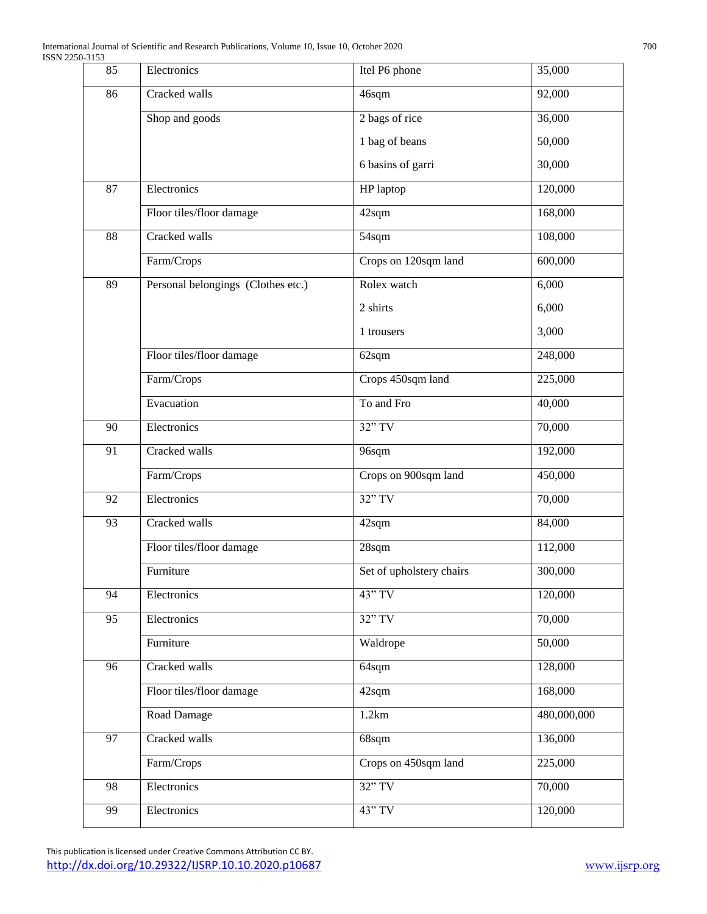| 85 | Electronics | Itel P6 phone | 35,000 |
|---|---|---|---|
| 86 | Cracked walls | 46sqm | 92,000 |
| | Shop and goods | 2 bags of rice | 36,000 |
| | | 1 bag of beans | 50,000 |
| | | 6 basins of garri | 30,000 |
| 87 | Electronics | HP laptop | 120,000 |
| | Floor tiles/floor damage | 42sqm | 168,000 |
| 88 | Cracked walls | 54sqm | 108,000 |
| | Farm/Crops | Crops on 120sqm land | 600,000 |
| 89 | Personal belongings (Clothes etc.) | Rolex watch | 6,000 |
| | | 2 shirts | 6,000 |
| | | 1 trousers | 3,000 |
| | Floor tiles/floor damage | 62sqm | 248,000 |
| | Farm/Crops | Crops 450sqm land | 225,000 |
| | Evacuation | To and Fro | 40,000 |
| 90 | Electronics | 32" TV | 70,000 |
| 91 | Cracked walls | 96sqm | 192,000 |
| | Farm/Crops | Crops on 900sqm land | 450,000 |
| 92 | Electronics | 32" TV | 70,000 |
| 93 | Cracked walls | 42sqm | 84,000 |
| | Floor tiles/floor damage | 28sqm | 112,000 |
| | Furniture | Set of upholstery chairs | 300,000 |
| 94 | Electronics | 43" TV | 120,000 |
| 95 | Electronics | 32" TV | 70,000 |
| | Furniture | Waldrope | 50,000 |
| 96 | Cracked walls | 64sqm | 128,000 |
| | Floor tiles/floor damage | 42sqm | 168,000 |
| | Road Damage | 1.2km | 480,000,000 |
| 97 | Cracked walls | 68sqm | 136,000 |
| | Farm/Crops | Crops on 450sqm land | 225,000 |
| 98 | Electronics | 32" TV | 70,000 |
| 99 | Electronics | 43" TV | 120,000 |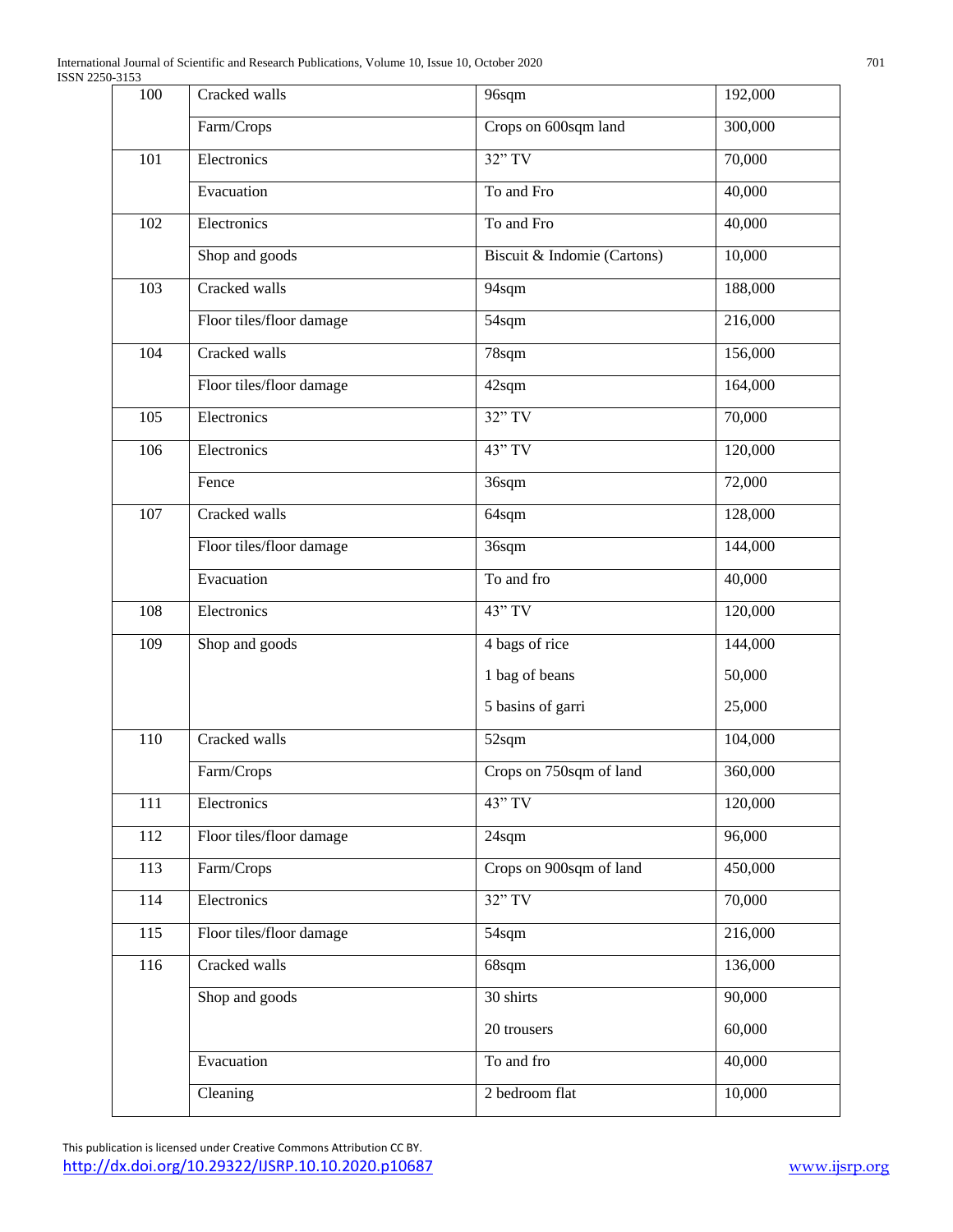| 100 | Cracked walls | 96sqm | 192,000 |
|---|---|---|---|
| | Farm/Crops | Crops on 600sqm land | 300,000 |
| 101 | Electronics | 32" TV | 70,000 |
| | Evacuation | To and Fro | 40,000 |
| 102 | Electronics | To and Fro | 40,000 |
| | Shop and goods | Biscuit & Indomie (Cartons) | 10,000 |
| 103 | Cracked walls | 94sqm | 188,000 |
| | Floor tiles/floor damage | 54sqm | 216,000 |
| 104 | Cracked walls | 78sqm | 156,000 |
| | Floor tiles/floor damage | 42sqm | 164,000 |
| 105 | Electronics | 32" TV | 70,000 |
| 106 | Electronics | 43" TV | 120,000 |
| | Fence | 36sqm | 72,000 |
| 107 | Cracked walls | 64sqm | 128,000 |
| | Floor tiles/floor damage | 36sqm | 144,000 |
| | Evacuation | To and fro | 40,000 |
| 108 | Electronics | 43" TV | 120,000 |
| 109 | Shop and goods | 4 bags of rice | 144,000 |
| | | 1 bag of beans | 50,000 |
| | | 5 basins of garri | 25,000 |
| 110 | Cracked walls | 52sqm | 104,000 |
| | Farm/Crops | Crops on 750sqm of land | 360,000 |
| 111 | Electronics | 43" TV | 120,000 |
| 112 | Floor tiles/floor damage | 24sqm | 96,000 |
| 113 | Farm/Crops | Crops on 900sqm of land | 450,000 |
| 114 | Electronics | 32" TV | 70,000 |
| 115 | Floor tiles/floor damage | 54sqm | 216,000 |
| 116 | Cracked walls | 68sqm | 136,000 |
| | Shop and goods | 30 shirts | 90,000 |
| | | 20 trousers | 60,000 |
| | Evacuation | To and fro | 40,000 |
| | Cleaning | 2 bedroom flat | 10,000 |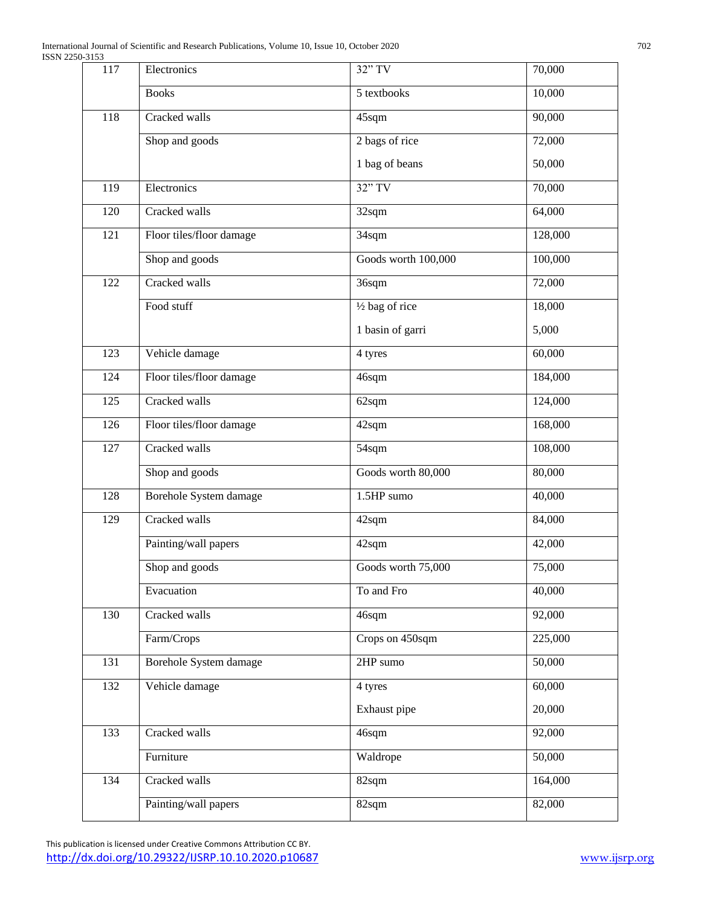| 117 | Electronics | 32" TV | 70,000 |
|---|---|---|---|
| | Books | 5 textbooks | 10,000 |
| 118 | Cracked walls | 45sqm | 90,000 |
| | Shop and goods | 2 bags of rice | 72,000 |
| | | 1 bag of beans | 50,000 |
| 119 | Electronics | 32" TV | 70,000 |
| 120 | Cracked walls | 32sqm | 64,000 |
| 121 | Floor tiles/floor damage | 34sqm | 128,000 |
| | Shop and goods | Goods worth 100,000 | 100,000 |
| 122 | Cracked walls | 36sqm | 72,000 |
| | Food stuff | ½ bag of rice | 18,000 |
| | | 1 basin of garri | 5,000 |
| 123 | Vehicle damage | 4 tyres | 60,000 |
| 124 | Floor tiles/floor damage | 46sqm | 184,000 |
| 125 | Cracked walls | 62sqm | 124,000 |
| 126 | Floor tiles/floor damage | 42sqm | 168,000 |
| 127 | Cracked walls | 54sqm | 108,000 |
| | Shop and goods | Goods worth 80,000 | 80,000 |
| 128 | Borehole System damage | 1.5HP sumo | 40,000 |
| 129 | Cracked walls | 42sqm | 84,000 |
| | Painting/wall papers | 42sqm | 42,000 |
| | Shop and goods | Goods worth 75,000 | 75,000 |
| | Evacuation | To and Fro | 40,000 |
| 130 | Cracked walls | 46sqm | 92,000 |
| | Farm/Crops | Crops on 450sqm | 225,000 |
| 131 | Borehole System damage | 2HP sumo | 50,000 |
| 132 | Vehicle damage | 4 tyres | 60,000 |
| | | Exhaust pipe | 20,000 |
| 133 | Cracked walls | 46sqm | 92,000 |
| | Furniture | Waldrope | 50,000 |
| 134 | Cracked walls | 82sqm | 164,000 |
| | Painting/wall papers | 82sqm | 82,000 |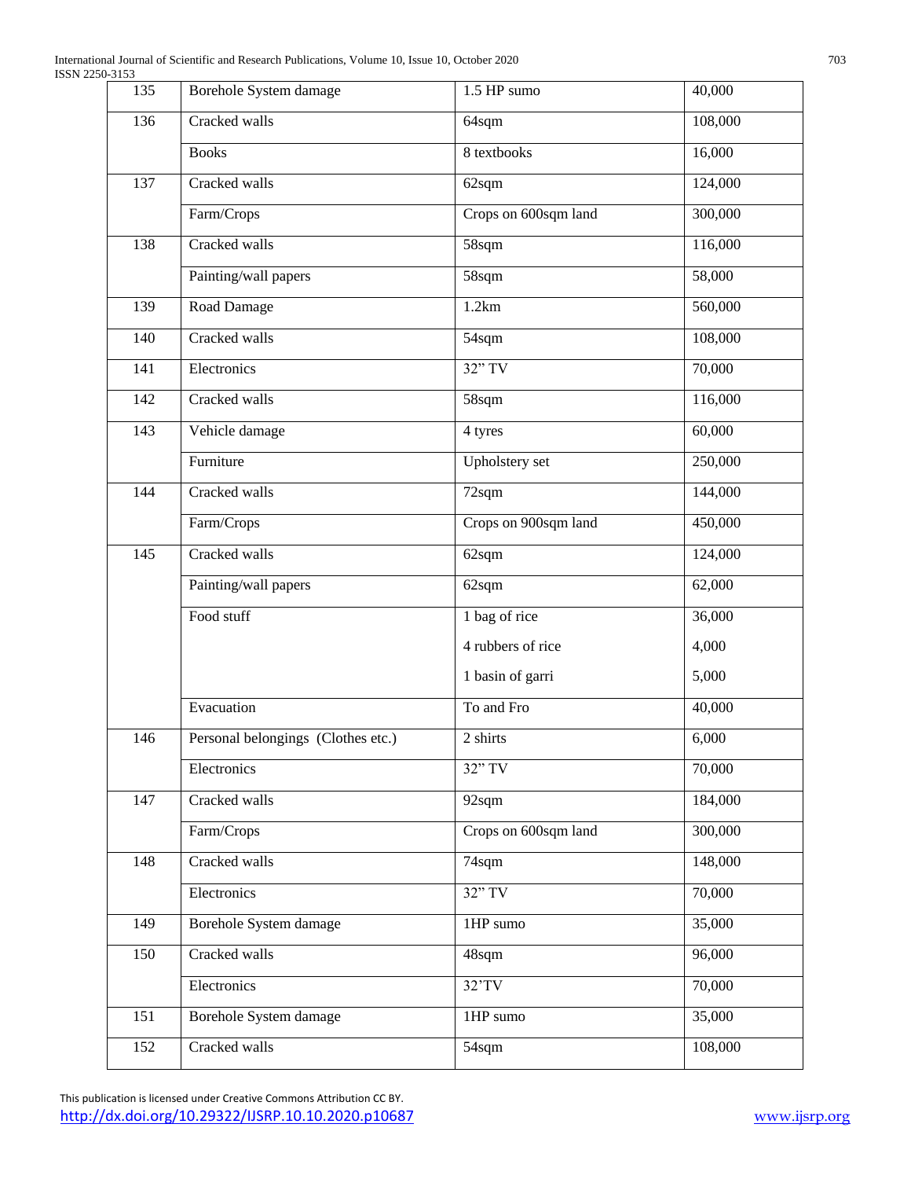| 135 | Borehole System damage | 1.5 HP sumo | 40,000 |
|---|---|---|---|
| 136 | Cracked walls | 64sqm | 108,000 |
| | Books | 8 textbooks | 16,000 |
| 137 | Cracked walls | 62sqm | 124,000 |
| | Farm/Crops | Crops on 600sqm land | 300,000 |
| 138 | Cracked walls | 58sqm | 116,000 |
| | Painting/wall papers | 58sqm | 58,000 |
| 139 | Road Damage | 1.2km | 560,000 |
| 140 | Cracked walls | 54sqm | 108,000 |
| 141 | Electronics | 32" TV | 70,000 |
| 142 | Cracked walls | 58sqm | 116,000 |
| 143 | Vehicle damage | 4 tyres | 60,000 |
| | Furniture | Upholstery set | 250,000 |
| 144 | Cracked walls | 72sqm | 144,000 |
| | Farm/Crops | Crops on 900sqm land | 450,000 |
| 145 | Cracked walls | 62sqm | 124,000 |
| | Painting/wall papers | 62sqm | 62,000 |
| | Food stuff | 1 bag of rice | 36,000 |
| | | 4 rubbers of rice | 4,000 |
| | | 1 basin of garri | 5,000 |
| | Evacuation | To and Fro | 40,000 |
| 146 | Personal belongings (Clothes etc.) | 2 shirts | 6,000 |
| | Electronics | 32" TV | 70,000 |
| 147 | Cracked walls | 92sqm | 184,000 |
| | Farm/Crops | Crops on 600sqm land | 300,000 |
| 148 | Cracked walls | 74sqm | 148,000 |
| | Electronics | 32" TV | 70,000 |
| 149 | Borehole System damage | 1HP sumo | 35,000 |
| 150 | Cracked walls | 48sqm | 96,000 |
| | Electronics | 32'TV | 70,000 |
| 151 | Borehole System damage | 1HP sumo | 35,000 |
| 152 | Cracked walls | 54sqm | 108,000 |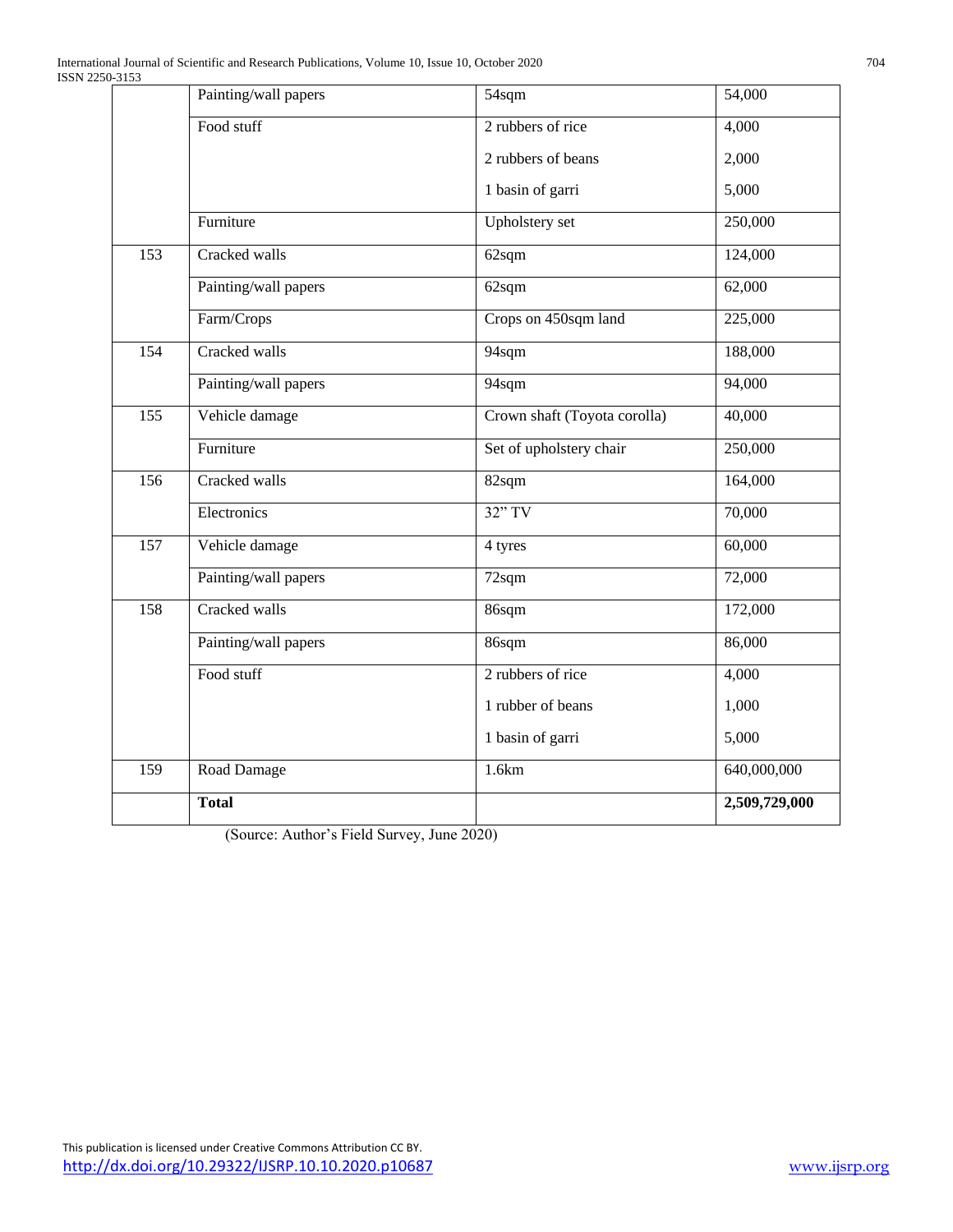| | | | |
|---|---|---|---|
| | Painting/wall papers | 54sqm | 54,000 |
| | Food stuff | 2 rubbers of rice | 4,000 |
| | | 2 rubbers of beans | 2,000 |
| | | 1 basin of garri | 5,000 |
| | Furniture | Upholstery set | 250,000 |
| 153 | Cracked walls | 62sqm | 124,000 |
| | Painting/wall papers | 62sqm | 62,000 |
| | Farm/Crops | Crops on 450sqm land | 225,000 |
| 154 | Cracked walls | 94sqm | 188,000 |
| | Painting/wall papers | 94sqm | 94,000 |
| 155 | Vehicle damage | Crown shaft (Toyota corolla) | 40,000 |
| | Furniture | Set of upholstery chair | 250,000 |
| 156 | Cracked walls | 82sqm | 164,000 |
| | Electronics | 32" TV | 70,000 |
| 157 | Vehicle damage | 4 tyres | 60,000 |
| | Painting/wall papers | 72sqm | 72,000 |
| 158 | Cracked walls | 86sqm | 172,000 |
| | Painting/wall papers | 86sqm | 86,000 |
| | Food stuff | 2 rubbers of rice | 4,000 |
| | | 1 rubber of beans | 1,000 |
| | | 1 basin of garri | 5,000 |
| 159 | Road Damage | 1.6km | 640,000,000 |
| | **Total** | | **2,509,729,000** |

(Source: Author's Field Survey, June 2020)